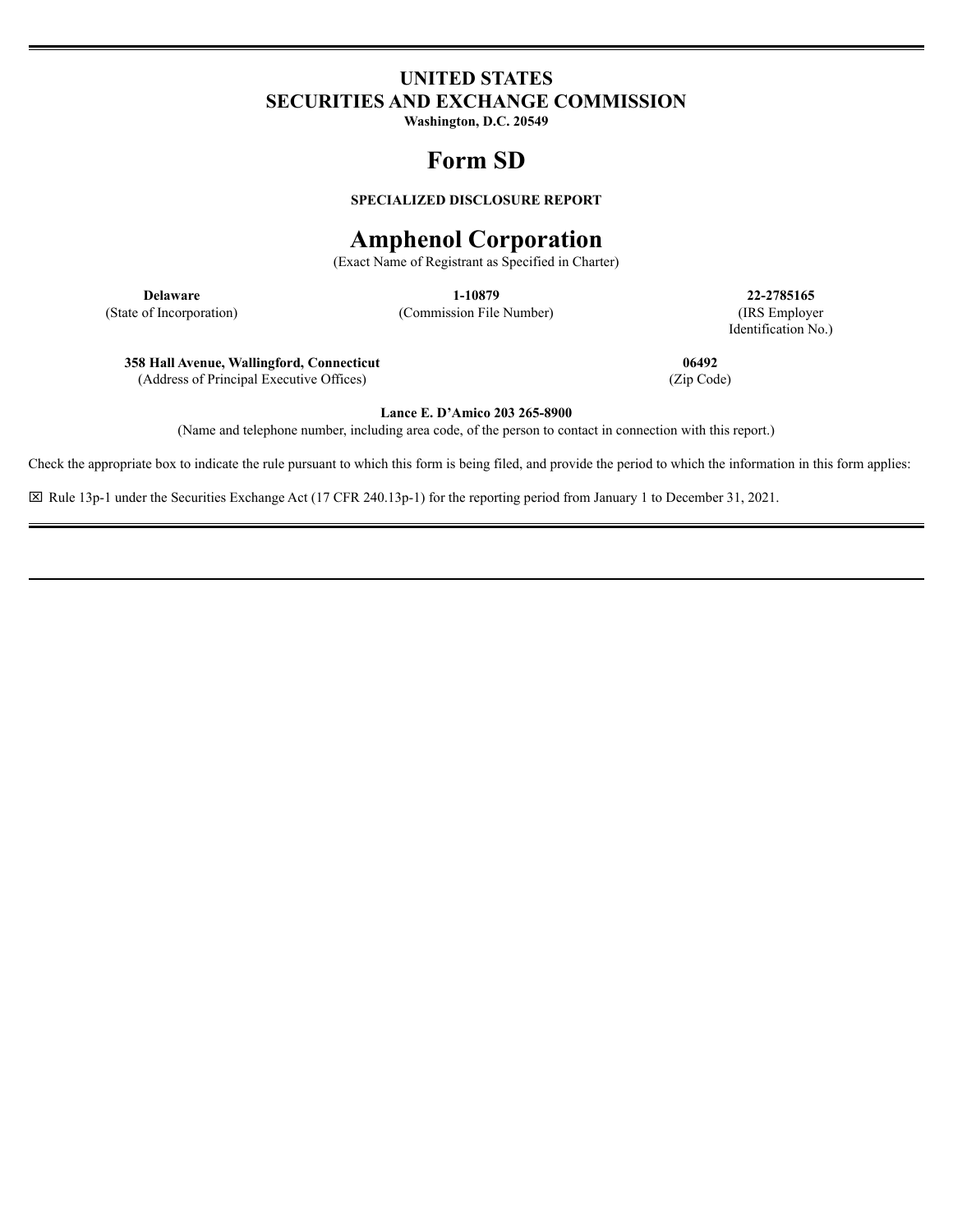# UNITED STATES
# SECURITIES AND EXCHANGE COMMISSION

**Washington, D.C. 20549**

# Form SD

**SPECIALIZED DISCLOSURE REPORT**

# Amphenol Corporation

(Exact Name of Registrant as Specified in Charter)

| **Delaware** | **1-10879** | **22-2785165** |
|---|---|---|
| (State of Incorporation) | (Commission File Number) | (IRS Employer Identification No.) |

| **358 Hall Avenue, Wallingford, Connecticut** | **06492** |
|---|---|
| (Address of Principal Executive Offices) | (Zip Code) |

**Lance E. D'Amico 203 265-8900**

(Name and telephone number, including area code, of the person to contact in connection with this report.)

Check the appropriate box to indicate the rule pursuant to which this form is being filed, and provide the period to which the information in this form applies:

☒ Rule 13p-1 under the Securities Exchange Act (17 CFR 240.13p-1) for the reporting period from January 1 to December 31, 2021.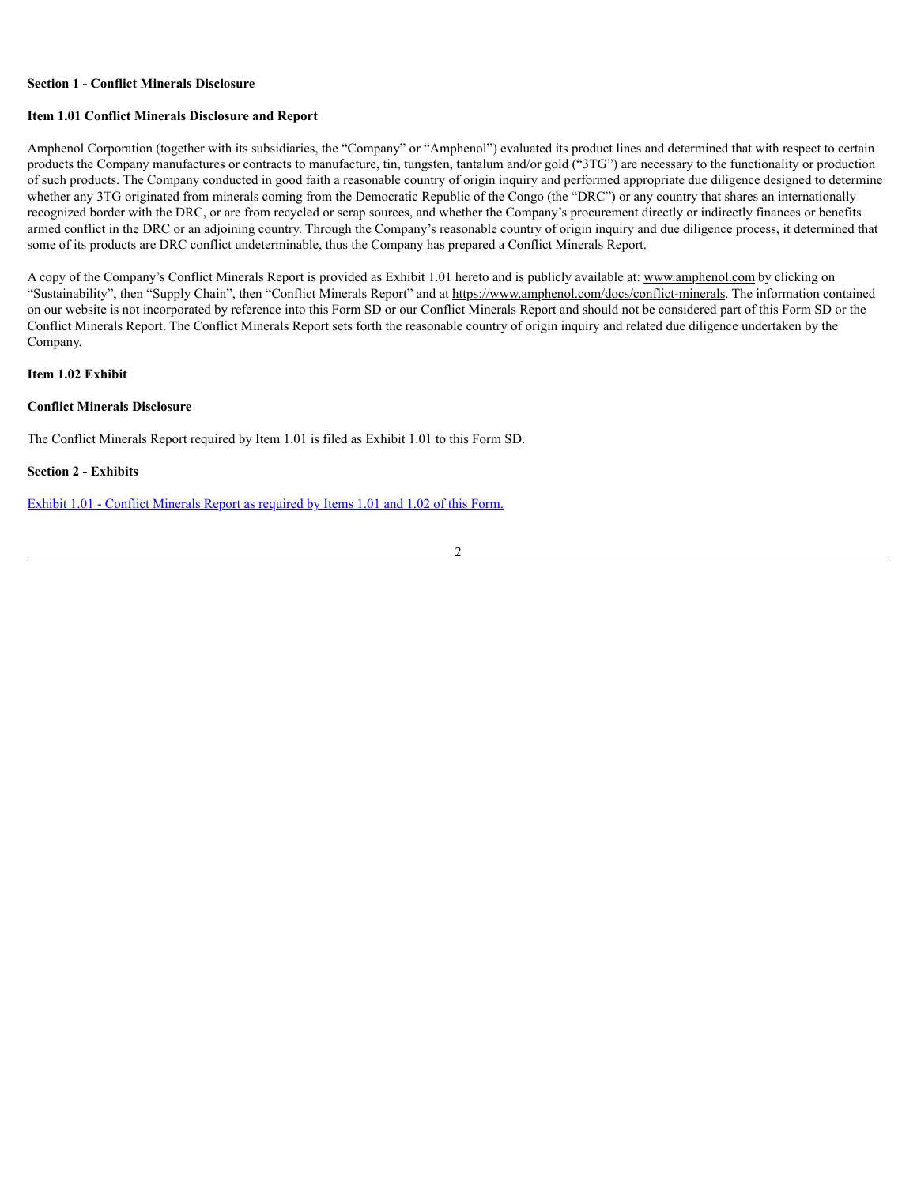**Section 1 - Conflict Minerals Disclosure**

**Item 1.01 Conflict Minerals Disclosure and Report**

Amphenol Corporation (together with its subsidiaries, the "Company" or "Amphenol") evaluated its product lines and determined that with respect to certain products the Company manufactures or contracts to manufacture, tin, tungsten, tantalum and/or gold ("3TG") are necessary to the functionality or production of such products. The Company conducted in good faith a reasonable country of origin inquiry and performed appropriate due diligence designed to determine whether any 3TG originated from minerals coming from the Democratic Republic of the Congo (the "DRC") or any country that shares an internationally recognized border with the DRC, or are from recycled or scrap sources, and whether the Company's procurement directly or indirectly finances or benefits armed conflict in the DRC or an adjoining country. Through the Company's reasonable country of origin inquiry and due diligence process, it determined that some of its products are DRC conflict undeterminable, thus the Company has prepared a Conflict Minerals Report.

A copy of the Company's Conflict Minerals Report is provided as Exhibit 1.01 hereto and is publicly available at: www.amphenol.com by clicking on "Sustainability", then "Supply Chain", then "Conflict Minerals Report" and at https://www.amphenol.com/docs/conflict-minerals. The information contained on our website is not incorporated by reference into this Form SD or our Conflict Minerals Report and should not be considered part of this Form SD or the Conflict Minerals Report. The Conflict Minerals Report sets forth the reasonable country of origin inquiry and related due diligence undertaken by the Company.

**Item 1.02 Exhibit**

**Conflict Minerals Disclosure**

The Conflict Minerals Report required by Item 1.01 is filed as Exhibit 1.01 to this Form SD.

**Section 2 - Exhibits**

Exhibit 1.01 - Conflict Minerals Report as required by Items 1.01 and 1.02 of this Form.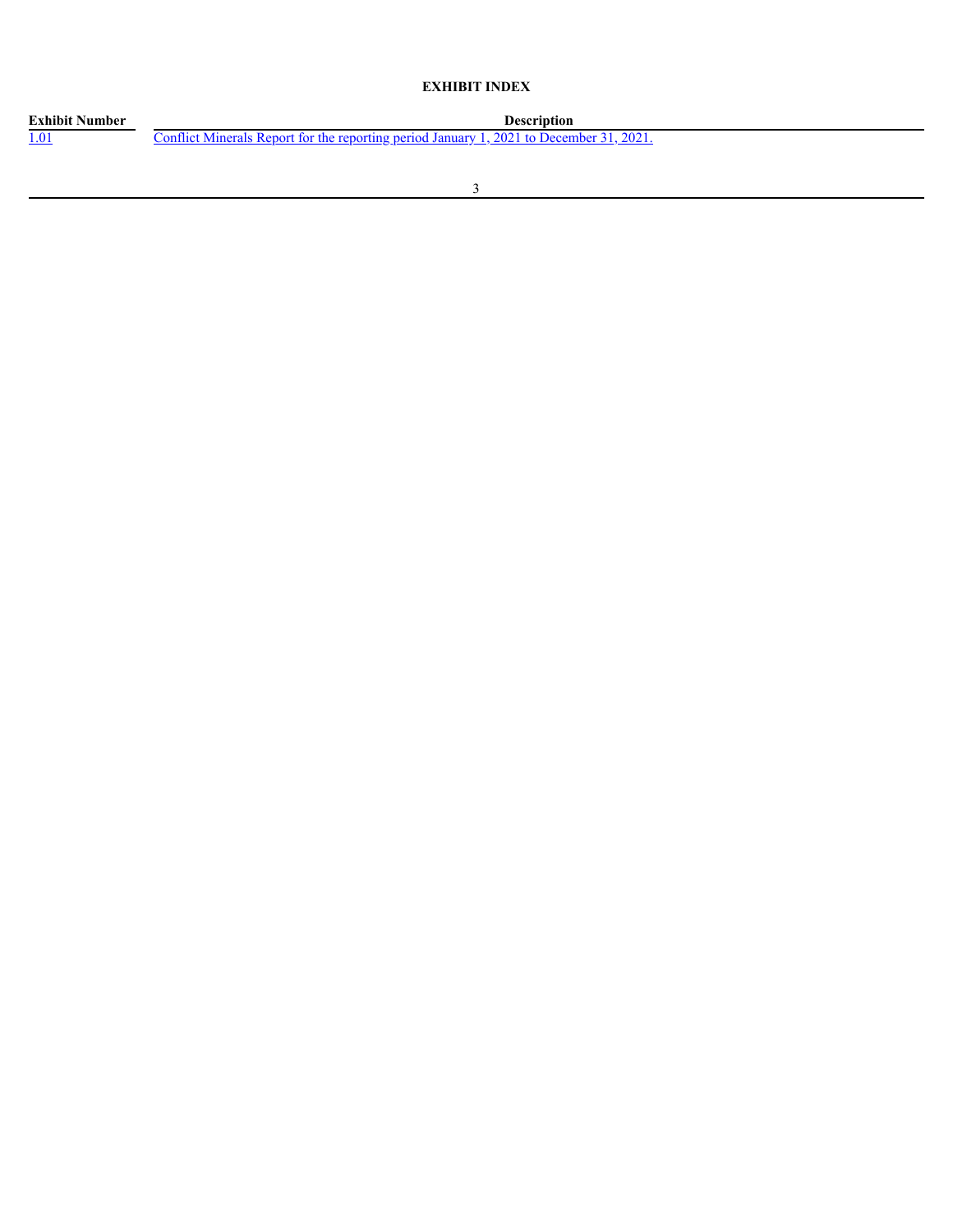**EXHIBIT INDEX**

| Exhibit Number | Description |
| --- | --- |
| 1.01 | Conflict Minerals Report for the reporting period January 1, 2021 to December 31, 2021. |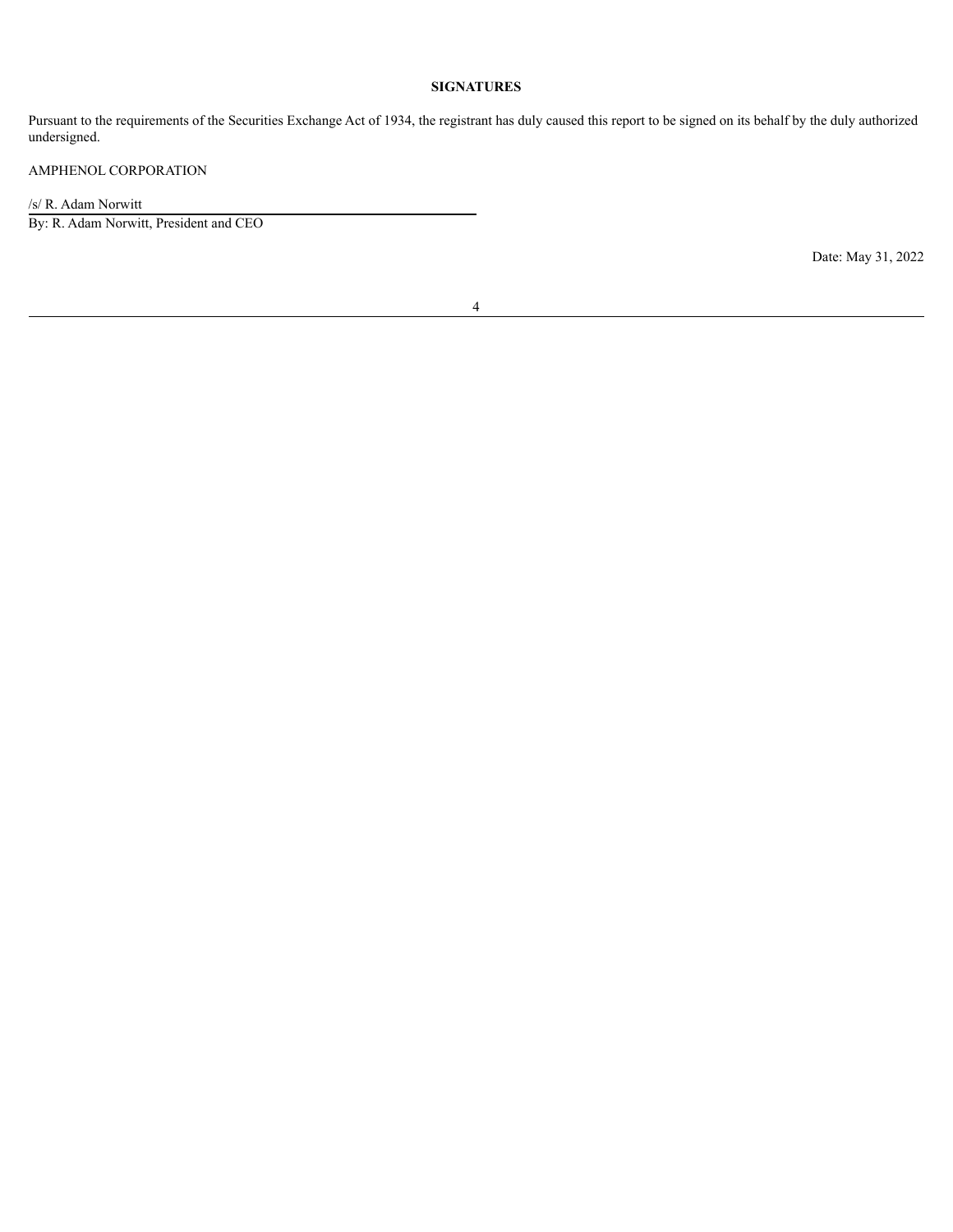**SIGNATURES**

Pursuant to the requirements of the Securities Exchange Act of 1934, the registrant has duly caused this report to be signed on its behalf by the duly authorized undersigned.

AMPHENOL CORPORATION

/s/ R. Adam Norwitt

By: R. Adam Norwitt, President and CEO

Date: May 31, 2022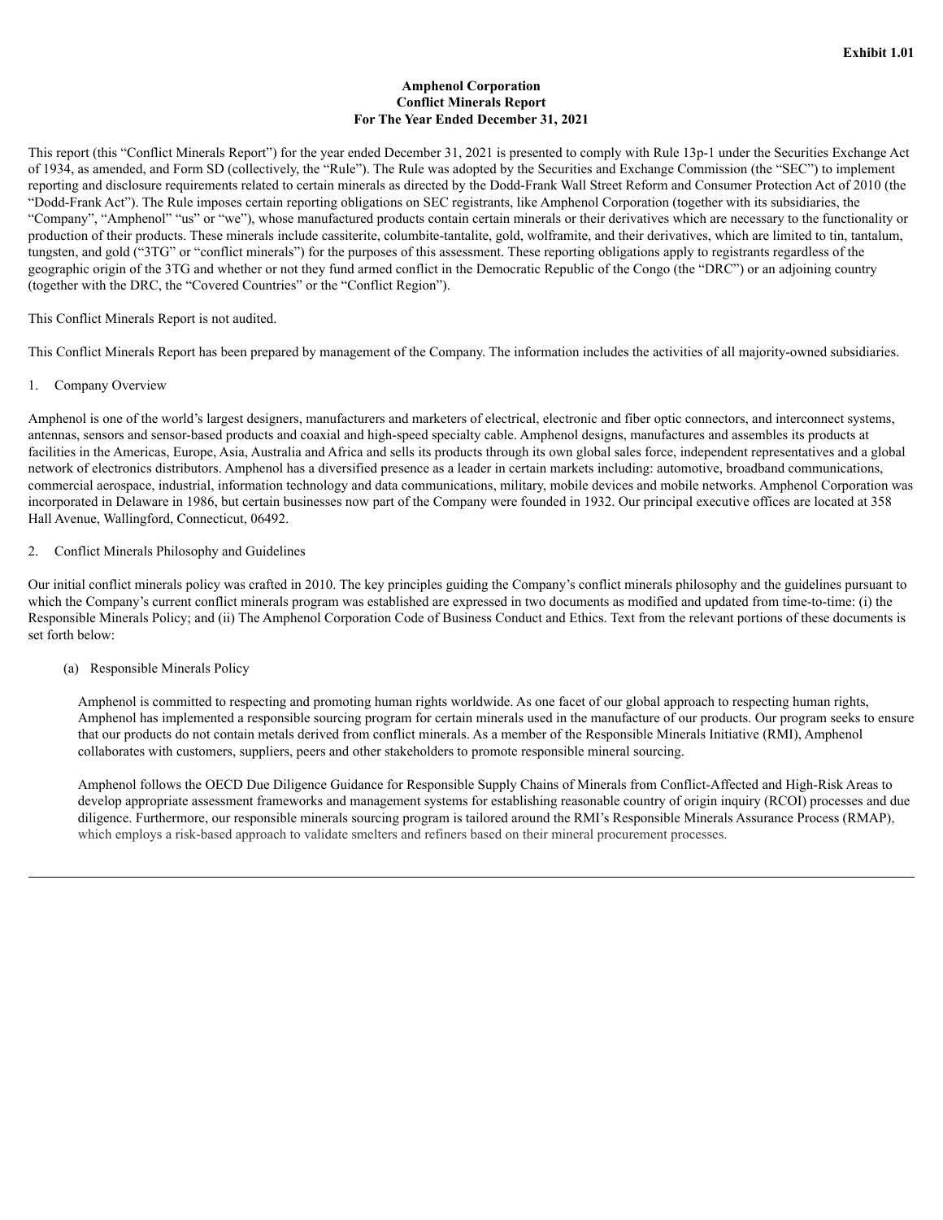Exhibit 1.01

**Amphenol Corporation**
**Conflict Minerals Report**
**For The Year Ended December 31, 2021**

This report (this "Conflict Minerals Report") for the year ended December 31, 2021 is presented to comply with Rule 13p-1 under the Securities Exchange Act of 1934, as amended, and Form SD (collectively, the "Rule"). The Rule was adopted by the Securities and Exchange Commission (the "SEC") to implement reporting and disclosure requirements related to certain minerals as directed by the Dodd-Frank Wall Street Reform and Consumer Protection Act of 2010 (the "Dodd-Frank Act"). The Rule imposes certain reporting obligations on SEC registrants, like Amphenol Corporation (together with its subsidiaries, the "Company", "Amphenol" "us" or "we"), whose manufactured products contain certain minerals or their derivatives which are necessary to the functionality or production of their products. These minerals include cassiterite, columbite-tantalite, gold, wolframite, and their derivatives, which are limited to tin, tantalum, tungsten, and gold ("3TG" or "conflict minerals") for the purposes of this assessment. These reporting obligations apply to registrants regardless of the geographic origin of the 3TG and whether or not they fund armed conflict in the Democratic Republic of the Congo (the "DRC") or an adjoining country (together with the DRC, the "Covered Countries" or the "Conflict Region").

This Conflict Minerals Report is not audited.

This Conflict Minerals Report has been prepared by management of the Company. The information includes the activities of all majority-owned subsidiaries.

1. Company Overview

Amphenol is one of the world's largest designers, manufacturers and marketers of electrical, electronic and fiber optic connectors, and interconnect systems, antennas, sensors and sensor-based products and coaxial and high-speed specialty cable. Amphenol designs, manufactures and assembles its products at facilities in the Americas, Europe, Asia, Australia and Africa and sells its products through its own global sales force, independent representatives and a global network of electronics distributors. Amphenol has a diversified presence as a leader in certain markets including: automotive, broadband communications, commercial aerospace, industrial, information technology and data communications, military, mobile devices and mobile networks. Amphenol Corporation was incorporated in Delaware in 1986, but certain businesses now part of the Company were founded in 1932. Our principal executive offices are located at 358 Hall Avenue, Wallingford, Connecticut, 06492.

2. Conflict Minerals Philosophy and Guidelines

Our initial conflict minerals policy was crafted in 2010. The key principles guiding the Company's conflict minerals philosophy and the guidelines pursuant to which the Company's current conflict minerals program was established are expressed in two documents as modified and updated from time-to-time: (i) the Responsible Minerals Policy; and (ii) The Amphenol Corporation Code of Business Conduct and Ethics. Text from the relevant portions of these documents is set forth below:

(a) Responsible Minerals Policy

Amphenol is committed to respecting and promoting human rights worldwide. As one facet of our global approach to respecting human rights, Amphenol has implemented a responsible sourcing program for certain minerals used in the manufacture of our products. Our program seeks to ensure that our products do not contain metals derived from conflict minerals. As a member of the Responsible Minerals Initiative (RMI), Amphenol collaborates with customers, suppliers, peers and other stakeholders to promote responsible mineral sourcing.

Amphenol follows the OECD Due Diligence Guidance for Responsible Supply Chains of Minerals from Conflict-Affected and High-Risk Areas to develop appropriate assessment frameworks and management systems for establishing reasonable country of origin inquiry (RCOI) processes and due diligence. Furthermore, our responsible minerals sourcing program is tailored around the RMI's Responsible Minerals Assurance Process (RMAP), which employs a risk-based approach to validate smelters and refiners based on their mineral procurement processes.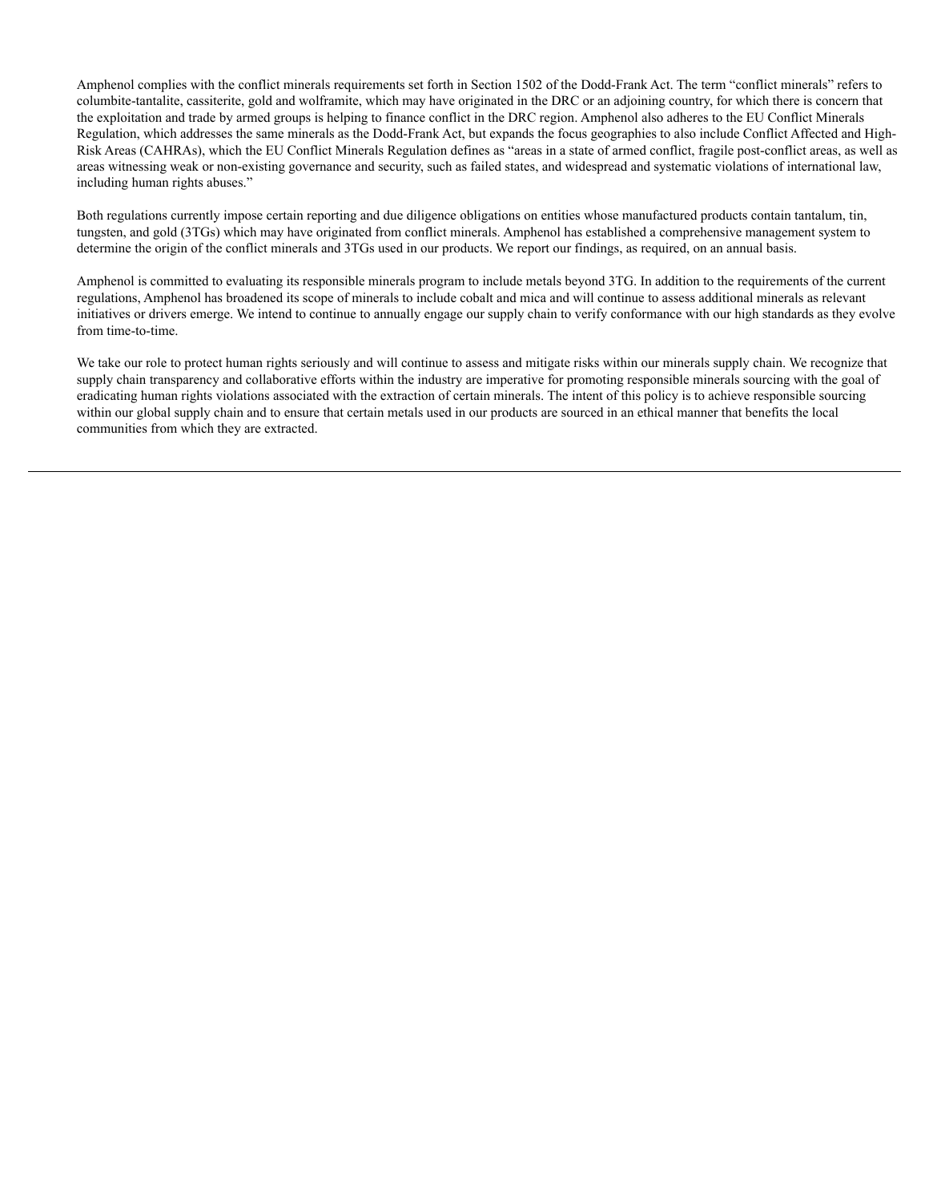Amphenol complies with the conflict minerals requirements set forth in Section 1502 of the Dodd-Frank Act. The term "conflict minerals" refers to columbite-tantalite, cassiterite, gold and wolframite, which may have originated in the DRC or an adjoining country, for which there is concern that the exploitation and trade by armed groups is helping to finance conflict in the DRC region. Amphenol also adheres to the EU Conflict Minerals Regulation, which addresses the same minerals as the Dodd-Frank Act, but expands the focus geographies to also include Conflict Affected and High-Risk Areas (CAHRAs), which the EU Conflict Minerals Regulation defines as "areas in a state of armed conflict, fragile post-conflict areas, as well as areas witnessing weak or non-existing governance and security, such as failed states, and widespread and systematic violations of international law, including human rights abuses."

Both regulations currently impose certain reporting and due diligence obligations on entities whose manufactured products contain tantalum, tin, tungsten, and gold (3TGs) which may have originated from conflict minerals. Amphenol has established a comprehensive management system to determine the origin of the conflict minerals and 3TGs used in our products. We report our findings, as required, on an annual basis.

Amphenol is committed to evaluating its responsible minerals program to include metals beyond 3TG. In addition to the requirements of the current regulations, Amphenol has broadened its scope of minerals to include cobalt and mica and will continue to assess additional minerals as relevant initiatives or drivers emerge. We intend to continue to annually engage our supply chain to verify conformance with our high standards as they evolve from time-to-time.

We take our role to protect human rights seriously and will continue to assess and mitigate risks within our minerals supply chain. We recognize that supply chain transparency and collaborative efforts within the industry are imperative for promoting responsible minerals sourcing with the goal of eradicating human rights violations associated with the extraction of certain minerals. The intent of this policy is to achieve responsible sourcing within our global supply chain and to ensure that certain metals used in our products are sourced in an ethical manner that benefits the local communities from which they are extracted.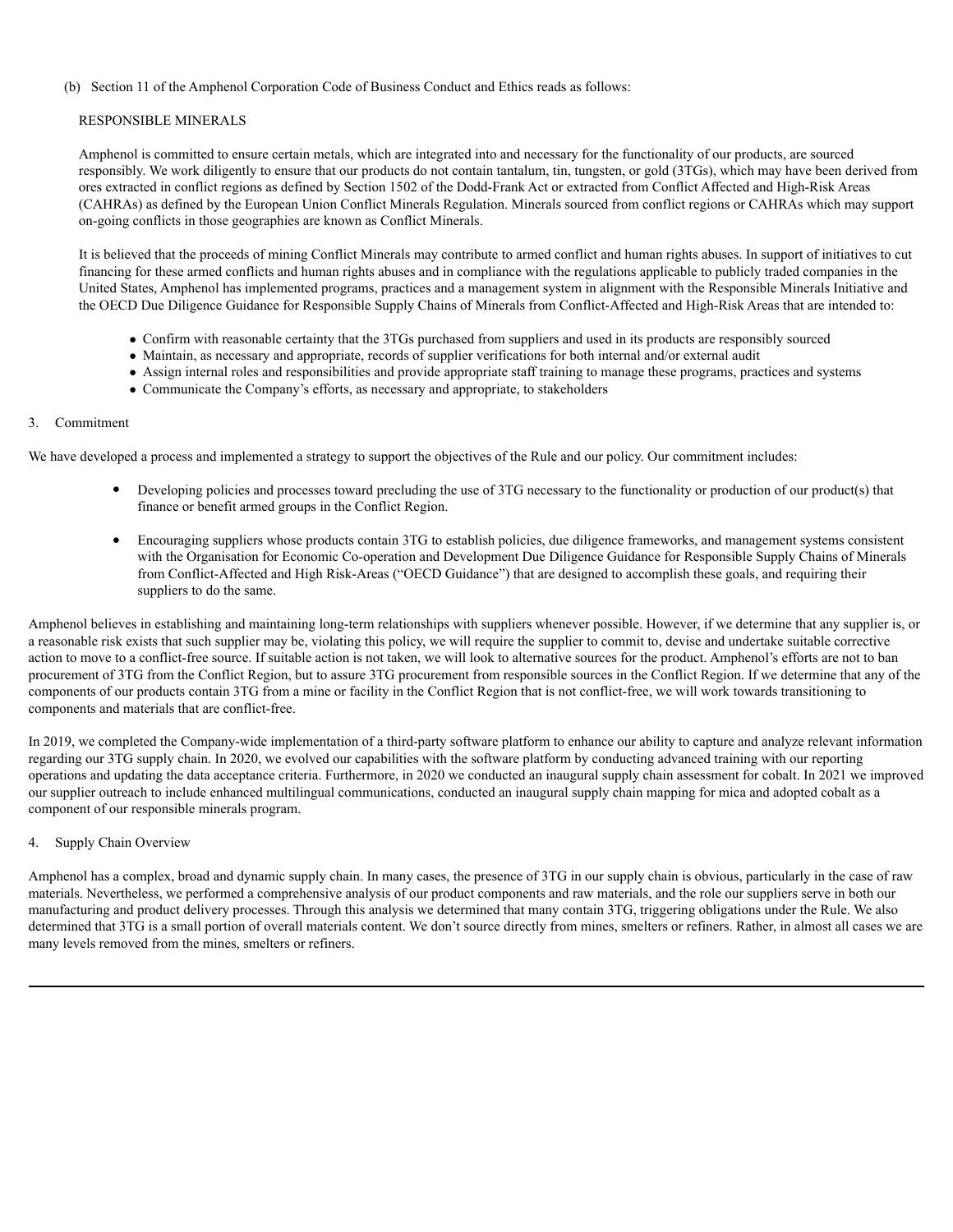(b) Section 11 of the Amphenol Corporation Code of Business Conduct and Ethics reads as follows:

RESPONSIBLE MINERALS

Amphenol is committed to ensure certain metals, which are integrated into and necessary for the functionality of our products, are sourced responsibly. We work diligently to ensure that our products do not contain tantalum, tin, tungsten, or gold (3TGs), which may have been derived from ores extracted in conflict regions as defined by Section 1502 of the Dodd-Frank Act or extracted from Conflict Affected and High-Risk Areas (CAHRAs) as defined by the European Union Conflict Minerals Regulation. Minerals sourced from conflict regions or CAHRAs which may support on-going conflicts in those geographies are known as Conflict Minerals.

It is believed that the proceeds of mining Conflict Minerals may contribute to armed conflict and human rights abuses. In support of initiatives to cut financing for these armed conflicts and human rights abuses and in compliance with the regulations applicable to publicly traded companies in the United States, Amphenol has implemented programs, practices and a management system in alignment with the Responsible Minerals Initiative and the OECD Due Diligence Guidance for Responsible Supply Chains of Minerals from Conflict-Affected and High-Risk Areas that are intended to:

- Confirm with reasonable certainty that the 3TGs purchased from suppliers and used in its products are responsibly sourced
- Maintain, as necessary and appropriate, records of supplier verifications for both internal and/or external audit
- Assign internal roles and responsibilities and provide appropriate staff training to manage these programs, practices and systems
- Communicate the Company's efforts, as necessary and appropriate, to stakeholders

## 3. Commitment

We have developed a process and implemented a strategy to support the objectives of the Rule and our policy. Our commitment includes:

- Developing policies and processes toward precluding the use of 3TG necessary to the functionality or production of our product(s) that finance or benefit armed groups in the Conflict Region.
- Encouraging suppliers whose products contain 3TG to establish policies, due diligence frameworks, and management systems consistent with the Organisation for Economic Co-operation and Development Due Diligence Guidance for Responsible Supply Chains of Minerals from Conflict-Affected and High Risk-Areas ("OECD Guidance") that are designed to accomplish these goals, and requiring their suppliers to do the same.

Amphenol believes in establishing and maintaining long-term relationships with suppliers whenever possible. However, if we determine that any supplier is, or a reasonable risk exists that such supplier may be, violating this policy, we will require the supplier to commit to, devise and undertake suitable corrective action to move to a conflict-free source. If suitable action is not taken, we will look to alternative sources for the product. Amphenol's efforts are not to ban procurement of 3TG from the Conflict Region, but to assure 3TG procurement from responsible sources in the Conflict Region. If we determine that any of the components of our products contain 3TG from a mine or facility in the Conflict Region that is not conflict-free, we will work towards transitioning to components and materials that are conflict-free.

In 2019, we completed the Company-wide implementation of a third-party software platform to enhance our ability to capture and analyze relevant information regarding our 3TG supply chain. In 2020, we evolved our capabilities with the software platform by conducting advanced training with our reporting operations and updating the data acceptance criteria. Furthermore, in 2020 we conducted an inaugural supply chain assessment for cobalt. In 2021 we improved our supplier outreach to include enhanced multilingual communications, conducted an inaugural supply chain mapping for mica and adopted cobalt as a component of our responsible minerals program.

## 4. Supply Chain Overview

Amphenol has a complex, broad and dynamic supply chain. In many cases, the presence of 3TG in our supply chain is obvious, particularly in the case of raw materials. Nevertheless, we performed a comprehensive analysis of our product components and raw materials, and the role our suppliers serve in both our manufacturing and product delivery processes. Through this analysis we determined that many contain 3TG, triggering obligations under the Rule. We also determined that 3TG is a small portion of overall materials content. We don't source directly from mines, smelters or refiners. Rather, in almost all cases we are many levels removed from the mines, smelters or refiners.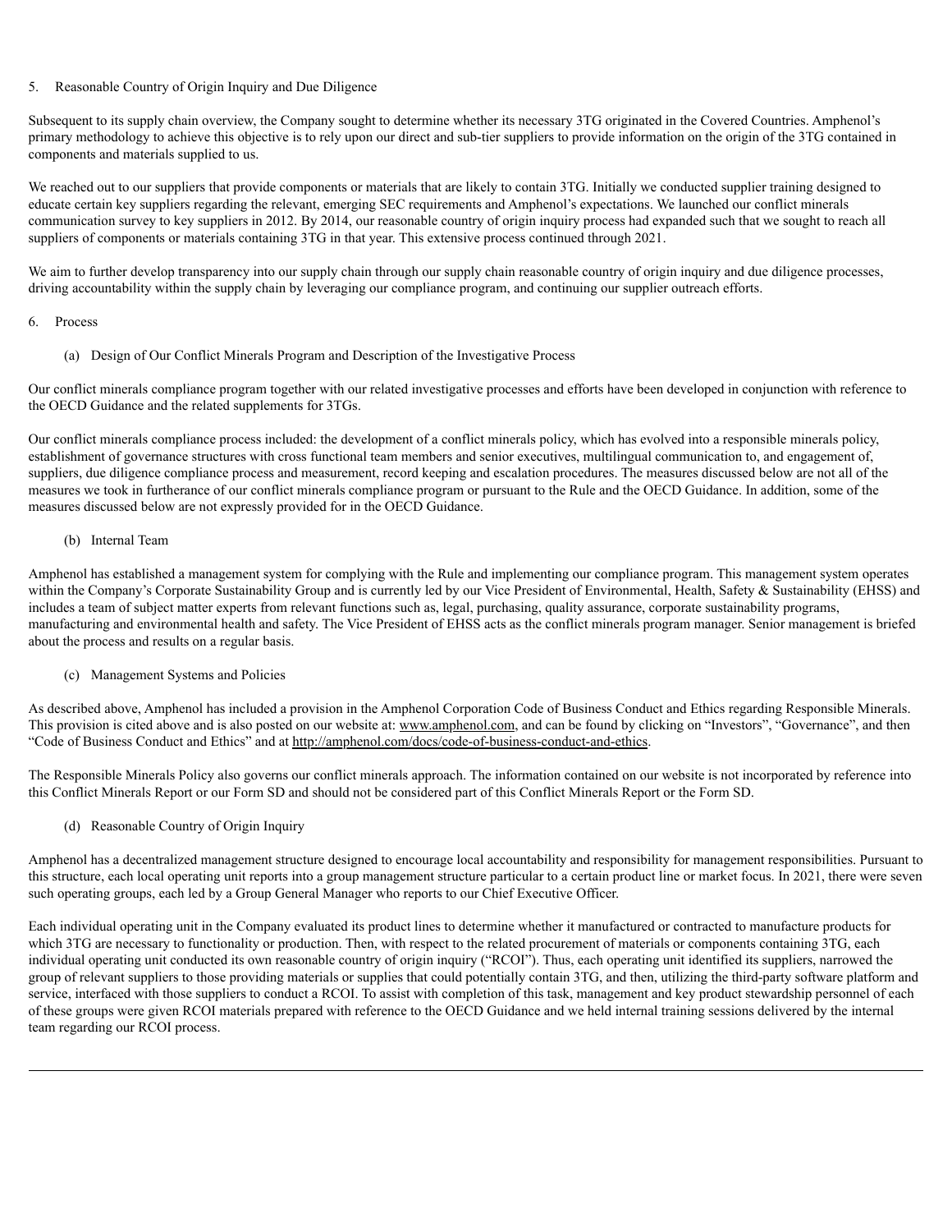## 5. Reasonable Country of Origin Inquiry and Due Diligence

Subsequent to its supply chain overview, the Company sought to determine whether its necessary 3TG originated in the Covered Countries. Amphenol's primary methodology to achieve this objective is to rely upon our direct and sub-tier suppliers to provide information on the origin of the 3TG contained in components and materials supplied to us.

We reached out to our suppliers that provide components or materials that are likely to contain 3TG. Initially we conducted supplier training designed to educate certain key suppliers regarding the relevant, emerging SEC requirements and Amphenol's expectations. We launched our conflict minerals communication survey to key suppliers in 2012. By 2014, our reasonable country of origin inquiry process had expanded such that we sought to reach all suppliers of components or materials containing 3TG in that year. This extensive process continued through 2021.

We aim to further develop transparency into our supply chain through our supply chain reasonable country of origin inquiry and due diligence processes, driving accountability within the supply chain by leveraging our compliance program, and continuing our supplier outreach efforts.

## 6. Process

### (a) Design of Our Conflict Minerals Program and Description of the Investigative Process

Our conflict minerals compliance program together with our related investigative processes and efforts have been developed in conjunction with reference to the OECD Guidance and the related supplements for 3TGs.

Our conflict minerals compliance process included: the development of a conflict minerals policy, which has evolved into a responsible minerals policy, establishment of governance structures with cross functional team members and senior executives, multilingual communication to, and engagement of, suppliers, due diligence compliance process and measurement, record keeping and escalation procedures. The measures discussed below are not all of the measures we took in furtherance of our conflict minerals compliance program or pursuant to the Rule and the OECD Guidance. In addition, some of the measures discussed below are not expressly provided for in the OECD Guidance.

### (b) Internal Team

Amphenol has established a management system for complying with the Rule and implementing our compliance program. This management system operates within the Company's Corporate Sustainability Group and is currently led by our Vice President of Environmental, Health, Safety & Sustainability (EHSS) and includes a team of subject matter experts from relevant functions such as, legal, purchasing, quality assurance, corporate sustainability programs, manufacturing and environmental health and safety. The Vice President of EHSS acts as the conflict minerals program manager. Senior management is briefed about the process and results on a regular basis.

### (c) Management Systems and Policies

As described above, Amphenol has included a provision in the Amphenol Corporation Code of Business Conduct and Ethics regarding Responsible Minerals. This provision is cited above and is also posted on our website at: www.amphenol.com, and can be found by clicking on "Investors", "Governance", and then "Code of Business Conduct and Ethics" and at http://amphenol.com/docs/code-of-business-conduct-and-ethics.

The Responsible Minerals Policy also governs our conflict minerals approach. The information contained on our website is not incorporated by reference into this Conflict Minerals Report or our Form SD and should not be considered part of this Conflict Minerals Report or the Form SD.

### (d) Reasonable Country of Origin Inquiry

Amphenol has a decentralized management structure designed to encourage local accountability and responsibility for management responsibilities. Pursuant to this structure, each local operating unit reports into a group management structure particular to a certain product line or market focus. In 2021, there were seven such operating groups, each led by a Group General Manager who reports to our Chief Executive Officer.

Each individual operating unit in the Company evaluated its product lines to determine whether it manufactured or contracted to manufacture products for which 3TG are necessary to functionality or production. Then, with respect to the related procurement of materials or components containing 3TG, each individual operating unit conducted its own reasonable country of origin inquiry ("RCOI"). Thus, each operating unit identified its suppliers, narrowed the group of relevant suppliers to those providing materials or supplies that could potentially contain 3TG, and then, utilizing the third-party software platform and service, interfaced with those suppliers to conduct a RCOI. To assist with completion of this task, management and key product stewardship personnel of each of these groups were given RCOI materials prepared with reference to the OECD Guidance and we held internal training sessions delivered by the internal team regarding our RCOI process.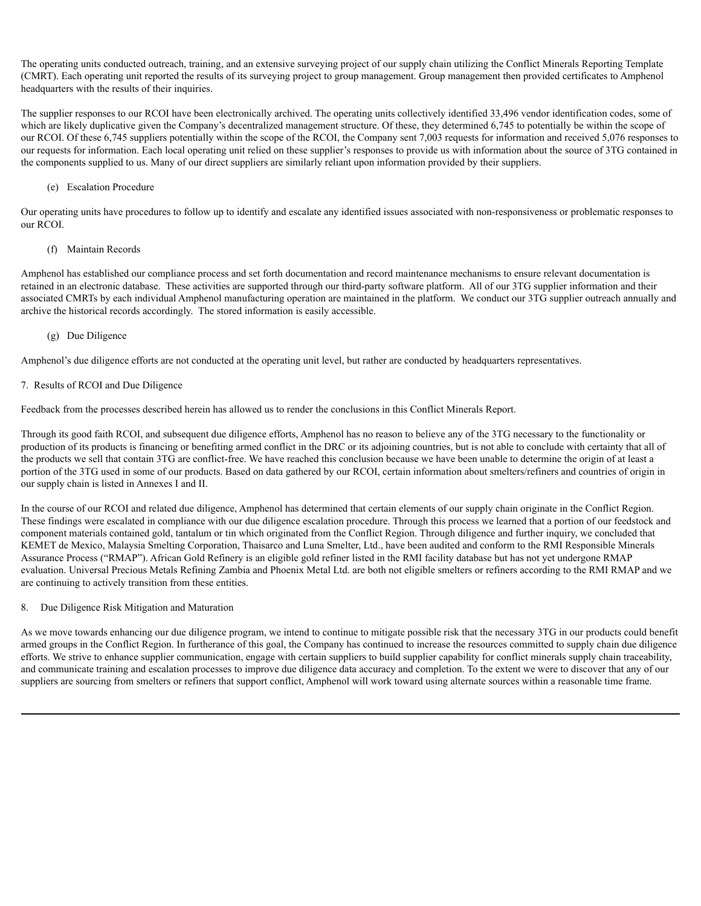The operating units conducted outreach, training, and an extensive surveying project of our supply chain utilizing the Conflict Minerals Reporting Template (CMRT). Each operating unit reported the results of its surveying project to group management. Group management then provided certificates to Amphenol headquarters with the results of their inquiries.

The supplier responses to our RCOI have been electronically archived. The operating units collectively identified 33,496 vendor identification codes, some of which are likely duplicative given the Company's decentralized management structure. Of these, they determined 6,745 to potentially be within the scope of our RCOI. Of these 6,745 suppliers potentially within the scope of the RCOI, the Company sent 7,003 requests for information and received 5,076 responses to our requests for information. Each local operating unit relied on these supplier's responses to provide us with information about the source of 3TG contained in the components supplied to us. Many of our direct suppliers are similarly reliant upon information provided by their suppliers.

(e) Escalation Procedure

Our operating units have procedures to follow up to identify and escalate any identified issues associated with non-responsiveness or problematic responses to our RCOI.

(f) Maintain Records

Amphenol has established our compliance process and set forth documentation and record maintenance mechanisms to ensure relevant documentation is retained in an electronic database. These activities are supported through our third-party software platform. All of our 3TG supplier information and their associated CMRTs by each individual Amphenol manufacturing operation are maintained in the platform. We conduct our 3TG supplier outreach annually and archive the historical records accordingly. The stored information is easily accessible.

(g) Due Diligence

Amphenol's due diligence efforts are not conducted at the operating unit level, but rather are conducted by headquarters representatives.

7. Results of RCOI and Due Diligence

Feedback from the processes described herein has allowed us to render the conclusions in this Conflict Minerals Report.

Through its good faith RCOI, and subsequent due diligence efforts, Amphenol has no reason to believe any of the 3TG necessary to the functionality or production of its products is financing or benefiting armed conflict in the DRC or its adjoining countries, but is not able to conclude with certainty that all of the products we sell that contain 3TG are conflict-free. We have reached this conclusion because we have been unable to determine the origin of at least a portion of the 3TG used in some of our products. Based on data gathered by our RCOI, certain information about smelters/refiners and countries of origin in our supply chain is listed in Annexes I and II.

In the course of our RCOI and related due diligence, Amphenol has determined that certain elements of our supply chain originate in the Conflict Region. These findings were escalated in compliance with our due diligence escalation procedure. Through this process we learned that a portion of our feedstock and component materials contained gold, tantalum or tin which originated from the Conflict Region. Through diligence and further inquiry, we concluded that KEMET de Mexico, Malaysia Smelting Corporation, Thaisarco and Luna Smelter, Ltd., have been audited and conform to the RMI Responsible Minerals Assurance Process ("RMAP"). African Gold Refinery is an eligible gold refiner listed in the RMI facility database but has not yet undergone RMAP evaluation. Universal Precious Metals Refining Zambia and Phoenix Metal Ltd. are both not eligible smelters or refiners according to the RMI RMAP and we are continuing to actively transition from these entities.

8. Due Diligence Risk Mitigation and Maturation

As we move towards enhancing our due diligence program, we intend to continue to mitigate possible risk that the necessary 3TG in our products could benefit armed groups in the Conflict Region. In furtherance of this goal, the Company has continued to increase the resources committed to supply chain due diligence efforts. We strive to enhance supplier communication, engage with certain suppliers to build supplier capability for conflict minerals supply chain traceability, and communicate training and escalation processes to improve due diligence data accuracy and completion. To the extent we were to discover that any of our suppliers are sourcing from smelters or refiners that support conflict, Amphenol will work toward using alternate sources within a reasonable time frame.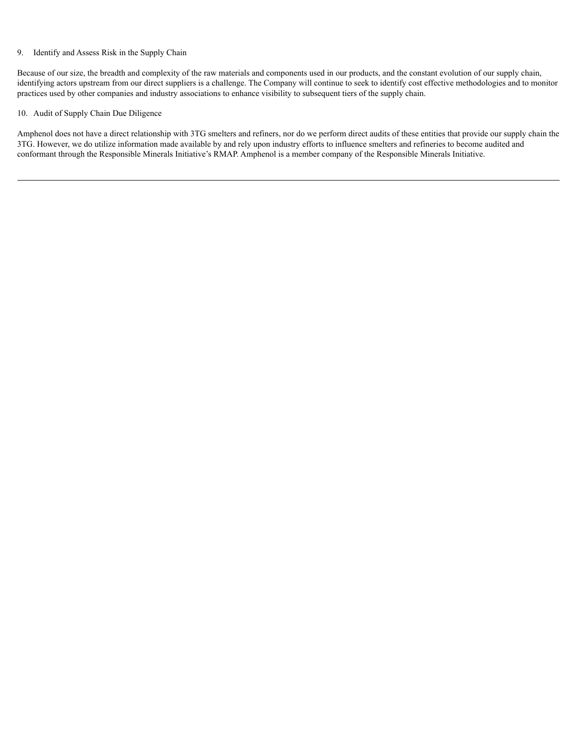9. Identify and Assess Risk in the Supply Chain

Because of our size, the breadth and complexity of the raw materials and components used in our products, and the constant evolution of our supply chain, identifying actors upstream from our direct suppliers is a challenge. The Company will continue to seek to identify cost effective methodologies and to monitor practices used by other companies and industry associations to enhance visibility to subsequent tiers of the supply chain.

10. Audit of Supply Chain Due Diligence

Amphenol does not have a direct relationship with 3TG smelters and refiners, nor do we perform direct audits of these entities that provide our supply chain the 3TG. However, we do utilize information made available by and rely upon industry efforts to influence smelters and refineries to become audited and conformant through the Responsible Minerals Initiative's RMAP. Amphenol is a member company of the Responsible Minerals Initiative.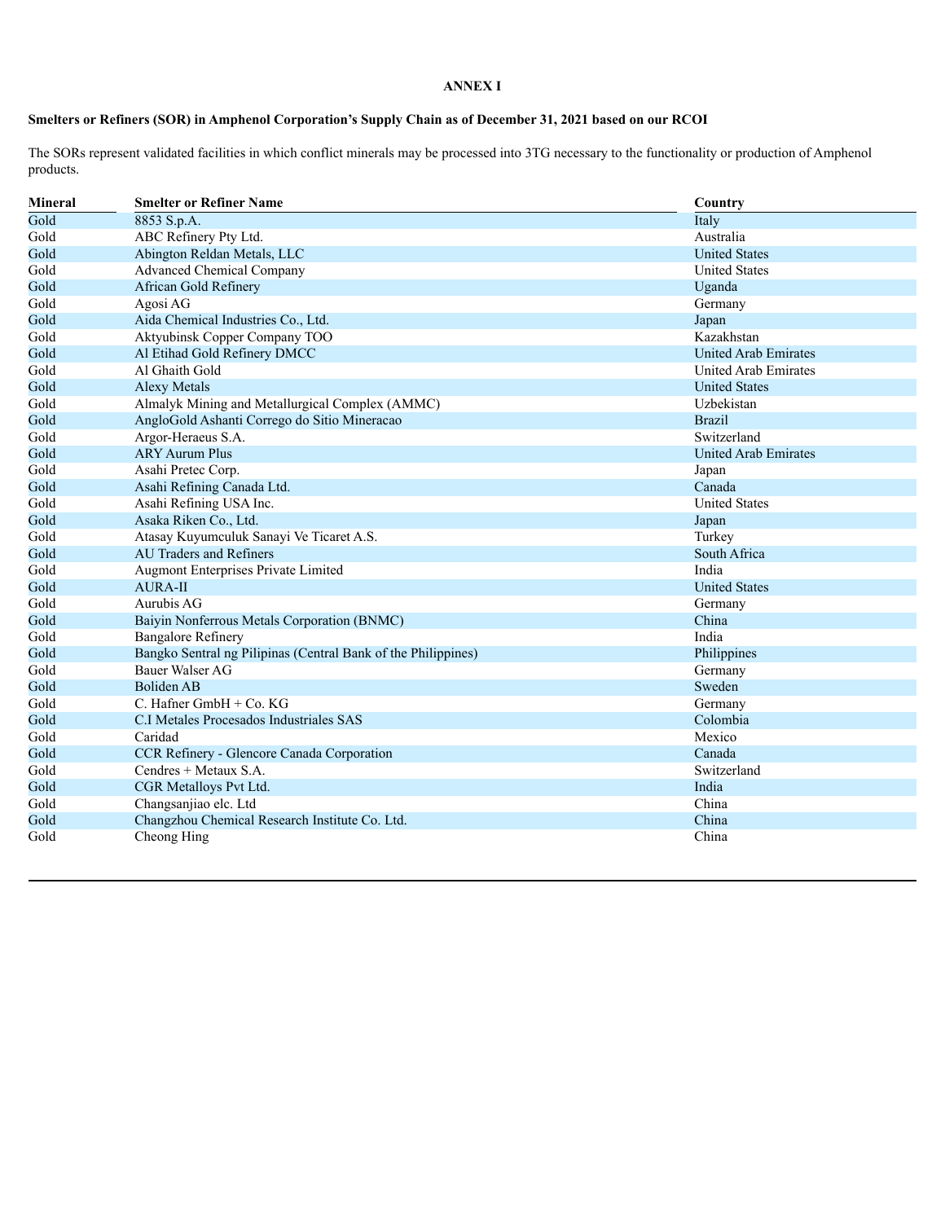**ANNEX I**

**Smelters or Refiners (SOR) in Amphenol Corporation's Supply Chain as of December 31, 2021 based on our RCOI**

The SORs represent validated facilities in which conflict minerals may be processed into 3TG necessary to the functionality or production of Amphenol products.

| Mineral | Smelter or Refiner Name | Country |
|---|---|---|
| Gold | 8853 S.p.A. | Italy |
| Gold | ABC Refinery Pty Ltd. | Australia |
| Gold | Abington Reldan Metals, LLC | United States |
| Gold | Advanced Chemical Company | United States |
| Gold | African Gold Refinery | Uganda |
| Gold | Agosi AG | Germany |
| Gold | Aida Chemical Industries Co., Ltd. | Japan |
| Gold | Aktyubinsk Copper Company TOO | Kazakhstan |
| Gold | Al Etihad Gold Refinery DMCC | United Arab Emirates |
| Gold | Al Ghaith Gold | United Arab Emirates |
| Gold | Alexy Metals | United States |
| Gold | Almalyk Mining and Metallurgical Complex (AMMC) | Uzbekistan |
| Gold | AngloGold Ashanti Corrego do Sitio Mineracao | Brazil |
| Gold | Argor-Heraeus S.A. | Switzerland |
| Gold | ARY Aurum Plus | United Arab Emirates |
| Gold | Asahi Pretec Corp. | Japan |
| Gold | Asahi Refining Canada Ltd. | Canada |
| Gold | Asahi Refining USA Inc. | United States |
| Gold | Asaka Riken Co., Ltd. | Japan |
| Gold | Atasay Kuyumculuk Sanayi Ve Ticaret A.S. | Turkey |
| Gold | AU Traders and Refiners | South Africa |
| Gold | Augmont Enterprises Private Limited | India |
| Gold | AURA-II | United States |
| Gold | Aurubis AG | Germany |
| Gold | Baiyin Nonferrous Metals Corporation (BNMC) | China |
| Gold | Bangalore Refinery | India |
| Gold | Bangko Sentral ng Pilipinas (Central Bank of the Philippines) | Philippines |
| Gold | Bauer Walser AG | Germany |
| Gold | Boliden AB | Sweden |
| Gold | C. Hafner GmbH + Co. KG | Germany |
| Gold | C.I Metales Procesados Industriales SAS | Colombia |
| Gold | Caridad | Mexico |
| Gold | CCR Refinery - Glencore Canada Corporation | Canada |
| Gold | Cendres + Metaux S.A. | Switzerland |
| Gold | CGR Metalloys Pvt Ltd. | India |
| Gold | Changsanjiao elc. Ltd | China |
| Gold | Changzhou Chemical Research Institute Co. Ltd. | China |
| Gold | Cheong Hing | China |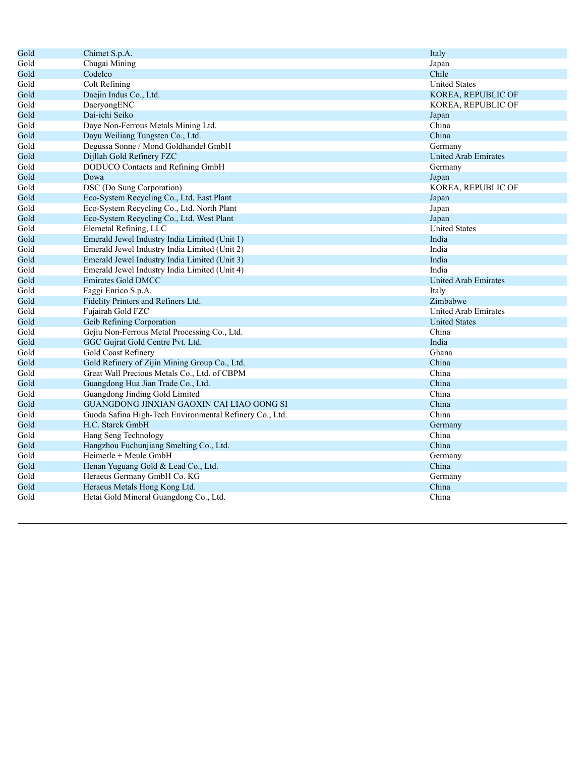| | | |
|---|---|---|
| Gold | Chimet S.p.A. | Italy |
| Gold | Chugai Mining | Japan |
| Gold | Codelco | Chile |
| Gold | Colt Refining | United States |
| Gold | Daejin Indus Co., Ltd. | KOREA, REPUBLIC OF |
| Gold | DaeryongENC | KOREA, REPUBLIC OF |
| Gold | Dai-ichi Seiko | Japan |
| Gold | Daye Non-Ferrous Metals Mining Ltd. | China |
| Gold | Dayu Weiliang Tungsten Co., Ltd. | China |
| Gold | Degussa Sonne / Mond Goldhandel GmbH | Germany |
| Gold | Dijllah Gold Refinery FZC | United Arab Emirates |
| Gold | DODUCO Contacts and Refining GmbH | Germany |
| Gold | Dowa | Japan |
| Gold | DSC (Do Sung Corporation) | KOREA, REPUBLIC OF |
| Gold | Eco-System Recycling Co., Ltd. East Plant | Japan |
| Gold | Eco-System Recycling Co., Ltd. North Plant | Japan |
| Gold | Eco-System Recycling Co., Ltd. West Plant | Japan |
| Gold | Elemetal Refining, LLC | United States |
| Gold | Emerald Jewel Industry India Limited (Unit 1) | India |
| Gold | Emerald Jewel Industry India Limited (Unit 2) | India |
| Gold | Emerald Jewel Industry India Limited (Unit 3) | India |
| Gold | Emerald Jewel Industry India Limited (Unit 4) | India |
| Gold | Emirates Gold DMCC | United Arab Emirates |
| Gold | Faggi Enrico S.p.A. | Italy |
| Gold | Fidelity Printers and Refiners Ltd. | Zimbabwe |
| Gold | Fujairah Gold FZC | United Arab Emirates |
| Gold | Geib Refining Corporation | United States |
| Gold | Gejiu Non-Ferrous Metal Processing Co., Ltd. | China |
| Gold | GGC Gujrat Gold Centre Pvt. Ltd. | India |
| Gold | Gold Coast Refinery | Ghana |
| Gold | Gold Refinery of Zijin Mining Group Co., Ltd. | China |
| Gold | Great Wall Precious Metals Co., Ltd. of CBPM | China |
| Gold | Guangdong Hua Jian Trade Co., Ltd. | China |
| Gold | Guangdong Jinding Gold Limited | China |
| Gold | GUANGDONG JINXIAN GAOXIN CAI LIAO GONG SI | China |
| Gold | Guoda Safina High-Tech Environmental Refinery Co., Ltd. | China |
| Gold | H.C. Starck GmbH | Germany |
| Gold | Hang Seng Technology | China |
| Gold | Hangzhou Fuchunjiang Smelting Co., Ltd. | China |
| Gold | Heimerle + Meule GmbH | Germany |
| Gold | Henan Yuguang Gold & Lead Co., Ltd. | China |
| Gold | Heraeus Germany GmbH Co. KG | Germany |
| Gold | Heraeus Metals Hong Kong Ltd. | China |
| Gold | Hetai Gold Mineral Guangdong Co., Ltd. | China |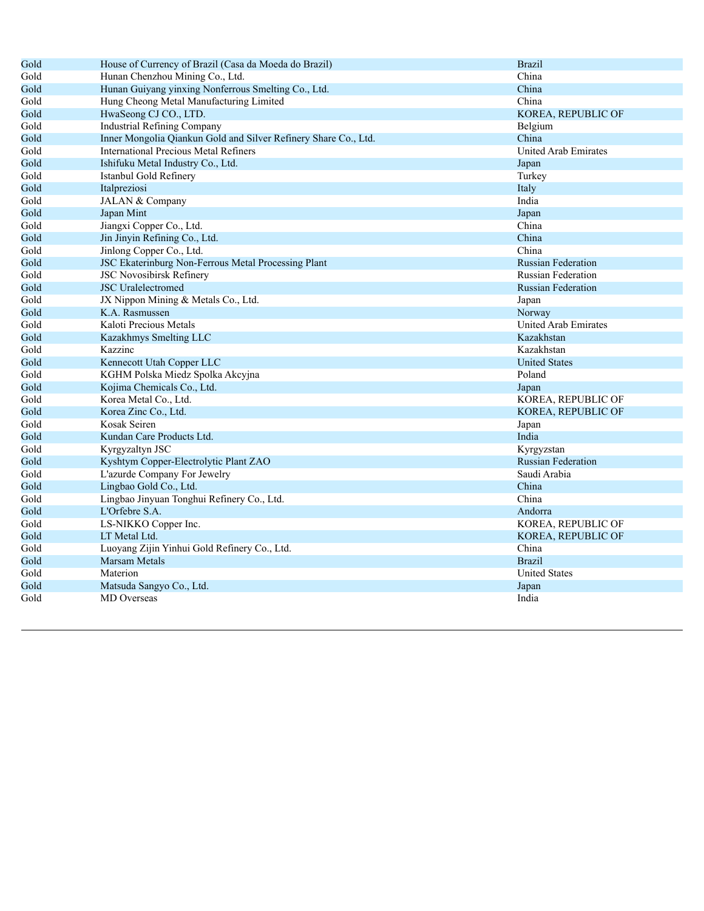| Gold | House of Currency of Brazil (Casa da Moeda do Brazil) | Brazil |
|---|---|---|
| Gold | Hunan Chenzhou Mining Co., Ltd. | China |
| Gold | Hunan Guiyang yinxing Nonferrous Smelting Co., Ltd. | China |
| Gold | Hung Cheong Metal Manufacturing Limited | China |
| Gold | HwaSeong CJ CO., LTD. | KOREA, REPUBLIC OF |
| Gold | Industrial Refining Company | Belgium |
| Gold | Inner Mongolia Qiankun Gold and Silver Refinery Share Co., Ltd. | China |
| Gold | International Precious Metal Refiners | United Arab Emirates |
| Gold | Ishifuku Metal Industry Co., Ltd. | Japan |
| Gold | Istanbul Gold Refinery | Turkey |
| Gold | Italpreziosi | Italy |
| Gold | JALAN & Company | India |
| Gold | Japan Mint | Japan |
| Gold | Jiangxi Copper Co., Ltd. | China |
| Gold | Jin Jinyin Refining Co., Ltd. | China |
| Gold | Jinlong Copper Co., Ltd. | China |
| Gold | JSC Ekaterinburg Non-Ferrous Metal Processing Plant | Russian Federation |
| Gold | JSC Novosibirsk Refinery | Russian Federation |
| Gold | JSC Uralelectromed | Russian Federation |
| Gold | JX Nippon Mining & Metals Co., Ltd. | Japan |
| Gold | K.A. Rasmussen | Norway |
| Gold | Kaloti Precious Metals | United Arab Emirates |
| Gold | Kazakhmys Smelting LLC | Kazakhstan |
| Gold | Kazzinc | Kazakhstan |
| Gold | Kennecott Utah Copper LLC | United States |
| Gold | KGHM Polska Miedz Spolka Akcyjna | Poland |
| Gold | Kojima Chemicals Co., Ltd. | Japan |
| Gold | Korea Metal Co., Ltd. | KOREA, REPUBLIC OF |
| Gold | Korea Zinc Co., Ltd. | KOREA, REPUBLIC OF |
| Gold | Kosak Seiren | Japan |
| Gold | Kundan Care Products Ltd. | India |
| Gold | Kyrgyzaltyn JSC | Kyrgyzstan |
| Gold | Kyshtym Copper-Electrolytic Plant ZAO | Russian Federation |
| Gold | L'azurde Company For Jewelry | Saudi Arabia |
| Gold | Lingbao Gold Co., Ltd. | China |
| Gold | Lingbao Jinyuan Tonghui Refinery Co., Ltd. | China |
| Gold | L'Orfebre S.A. | Andorra |
| Gold | LS-NIKKO Copper Inc. | KOREA, REPUBLIC OF |
| Gold | LT Metal Ltd. | KOREA, REPUBLIC OF |
| Gold | Luoyang Zijin Yinhui Gold Refinery Co., Ltd. | China |
| Gold | Marsam Metals | Brazil |
| Gold | Materion | United States |
| Gold | Matsuda Sangyo Co., Ltd. | Japan |
| Gold | MD Overseas | India |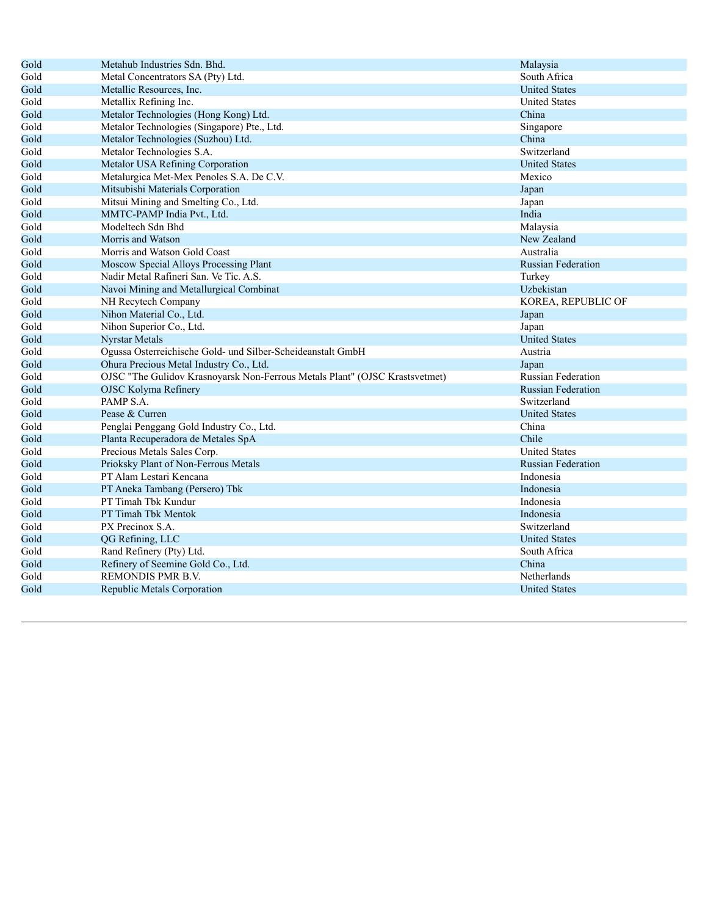| | | |
|---|---|---|
| Gold | Metahub Industries Sdn. Bhd. | Malaysia |
| Gold | Metal Concentrators SA (Pty) Ltd. | South Africa |
| Gold | Metallic Resources, Inc. | United States |
| Gold | Metallix Refining Inc. | United States |
| Gold | Metalor Technologies (Hong Kong) Ltd. | China |
| Gold | Metalor Technologies (Singapore) Pte., Ltd. | Singapore |
| Gold | Metalor Technologies (Suzhou) Ltd. | China |
| Gold | Metalor Technologies S.A. | Switzerland |
| Gold | Metalor USA Refining Corporation | United States |
| Gold | Metalurgica Met-Mex Penoles S.A. De C.V. | Mexico |
| Gold | Mitsubishi Materials Corporation | Japan |
| Gold | Mitsui Mining and Smelting Co., Ltd. | Japan |
| Gold | MMTC-PAMP India Pvt., Ltd. | India |
| Gold | Modeltech Sdn Bhd | Malaysia |
| Gold | Morris and Watson | New Zealand |
| Gold | Morris and Watson Gold Coast | Australia |
| Gold | Moscow Special Alloys Processing Plant | Russian Federation |
| Gold | Nadir Metal Rafineri San. Ve Tic. A.S. | Turkey |
| Gold | Navoi Mining and Metallurgical Combinat | Uzbekistan |
| Gold | NH Recytech Company | KOREA, REPUBLIC OF |
| Gold | Nihon Material Co., Ltd. | Japan |
| Gold | Nihon Superior Co., Ltd. | Japan |
| Gold | Nyrstar Metals | United States |
| Gold | Ogussa Osterreichische Gold- und Silber-Scheideanstalt GmbH | Austria |
| Gold | Ohura Precious Metal Industry Co., Ltd. | Japan |
| Gold | OJSC "The Gulidov Krasnoyarsk Non-Ferrous Metals Plant" (OJSC Krastsvetmet) | Russian Federation |
| Gold | OJSC Kolyma Refinery | Russian Federation |
| Gold | PAMP S.A. | Switzerland |
| Gold | Pease & Curren | United States |
| Gold | Penglai Penggang Gold Industry Co., Ltd. | China |
| Gold | Planta Recuperadora de Metales SpA | Chile |
| Gold | Precious Metals Sales Corp. | United States |
| Gold | Prioksky Plant of Non-Ferrous Metals | Russian Federation |
| Gold | PT Alam Lestari Kencana | Indonesia |
| Gold | PT Aneka Tambang (Persero) Tbk | Indonesia |
| Gold | PT Timah Tbk Kundur | Indonesia |
| Gold | PT Timah Tbk Mentok | Indonesia |
| Gold | PX Precinox S.A. | Switzerland |
| Gold | QG Refining, LLC | United States |
| Gold | Rand Refinery (Pty) Ltd. | South Africa |
| Gold | Refinery of Seemine Gold Co., Ltd. | China |
| Gold | REMONDIS PMR B.V. | Netherlands |
| Gold | Republic Metals Corporation | United States |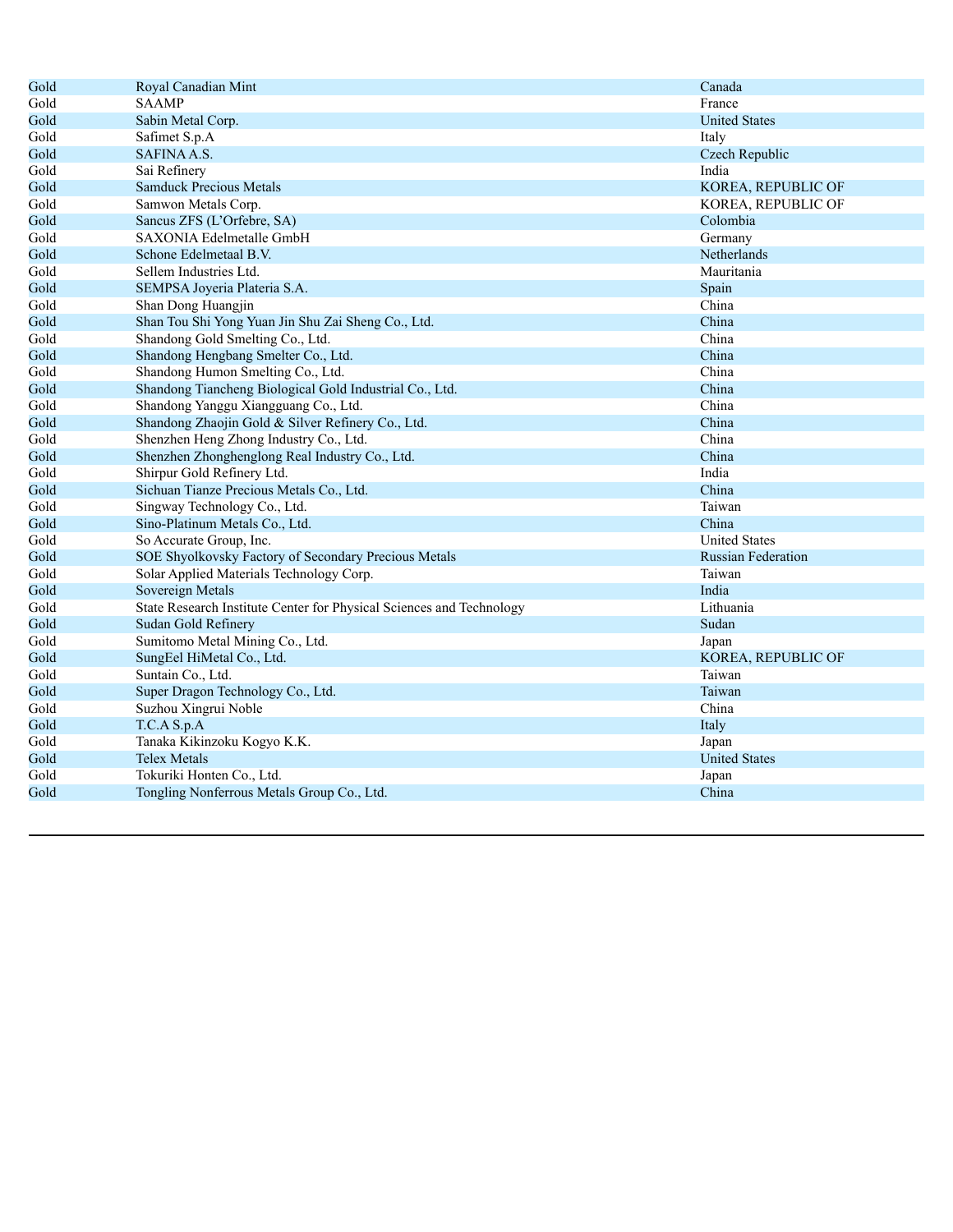| | | |
|---|---|---|
| Gold | Royal Canadian Mint | Canada |
| Gold | SAAMP | France |
| Gold | Sabin Metal Corp. | United States |
| Gold | Safimet S.p.A | Italy |
| Gold | SAFINA A.S. | Czech Republic |
| Gold | Sai Refinery | India |
| Gold | Samduck Precious Metals | KOREA, REPUBLIC OF |
| Gold | Samwon Metals Corp. | KOREA, REPUBLIC OF |
| Gold | Sancus ZFS (L'Orfebre, SA) | Colombia |
| Gold | SAXONIA Edelmetalle GmbH | Germany |
| Gold | Schone Edelmetaal B.V. | Netherlands |
| Gold | Sellem Industries Ltd. | Mauritania |
| Gold | SEMPSA Joyeria Plateria S.A. | Spain |
| Gold | Shan Dong Huangjin | China |
| Gold | Shan Tou Shi Yong Yuan Jin Shu Zai Sheng Co., Ltd. | China |
| Gold | Shandong Gold Smelting Co., Ltd. | China |
| Gold | Shandong Hengbang Smelter Co., Ltd. | China |
| Gold | Shandong Humon Smelting Co., Ltd. | China |
| Gold | Shandong Tiancheng Biological Gold Industrial Co., Ltd. | China |
| Gold | Shandong Yanggu Xiangguang Co., Ltd. | China |
| Gold | Shandong Zhaojin Gold & Silver Refinery Co., Ltd. | China |
| Gold | Shenzhen Heng Zhong Industry Co., Ltd. | China |
| Gold | Shenzhen Zhonghenglong Real Industry Co., Ltd. | China |
| Gold | Shirpur Gold Refinery Ltd. | India |
| Gold | Sichuan Tianze Precious Metals Co., Ltd. | China |
| Gold | Singway Technology Co., Ltd. | Taiwan |
| Gold | Sino-Platinum Metals Co., Ltd. | China |
| Gold | So Accurate Group, Inc. | United States |
| Gold | SOE Shyolkovsky Factory of Secondary Precious Metals | Russian Federation |
| Gold | Solar Applied Materials Technology Corp. | Taiwan |
| Gold | Sovereign Metals | India |
| Gold | State Research Institute Center for Physical Sciences and Technology | Lithuania |
| Gold | Sudan Gold Refinery | Sudan |
| Gold | Sumitomo Metal Mining Co., Ltd. | Japan |
| Gold | SungEel HiMetal Co., Ltd. | KOREA, REPUBLIC OF |
| Gold | Suntain Co., Ltd. | Taiwan |
| Gold | Super Dragon Technology Co., Ltd. | Taiwan |
| Gold | Suzhou Xingrui Noble | China |
| Gold | T.C.A S.p.A | Italy |
| Gold | Tanaka Kikinzoku Kogyo K.K. | Japan |
| Gold | Telex Metals | United States |
| Gold | Tokuriki Honten Co., Ltd. | Japan |
| Gold | Tongling Nonferrous Metals Group Co., Ltd. | China |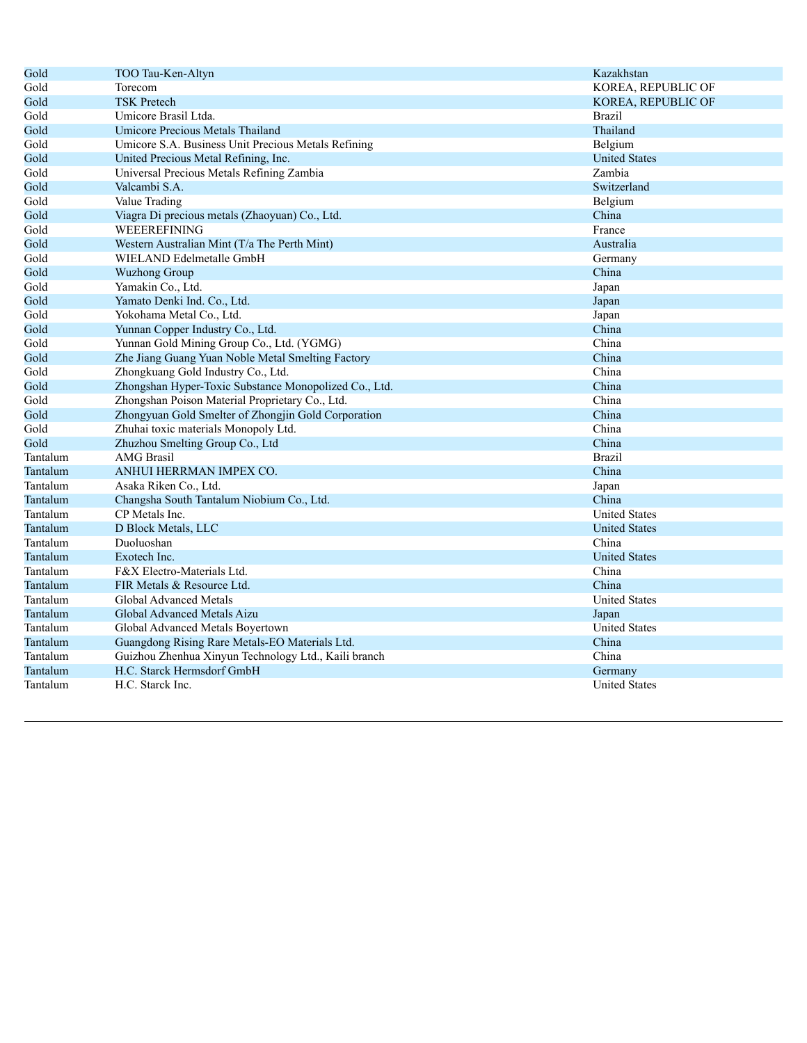| | | |
|---|---|---|
| Gold | TOO Tau-Ken-Altyn | Kazakhstan |
| Gold | Torecom | KOREA, REPUBLIC OF |
| Gold | TSK Pretech | KOREA, REPUBLIC OF |
| Gold | Umicore Brasil Ltda. | Brazil |
| Gold | Umicore Precious Metals Thailand | Thailand |
| Gold | Umicore S.A. Business Unit Precious Metals Refining | Belgium |
| Gold | United Precious Metal Refining, Inc. | United States |
| Gold | Universal Precious Metals Refining Zambia | Zambia |
| Gold | Valcambi S.A. | Switzerland |
| Gold | Value Trading | Belgium |
| Gold | Viagra Di precious metals (Zhaoyuan) Co., Ltd. | China |
| Gold | WEEEREFINING | France |
| Gold | Western Australian Mint (T/a The Perth Mint) | Australia |
| Gold | WIELAND Edelmetalle GmbH | Germany |
| Gold | Wuzhong Group | China |
| Gold | Yamakin Co., Ltd. | Japan |
| Gold | Yamato Denki Ind. Co., Ltd. | Japan |
| Gold | Yokohama Metal Co., Ltd. | Japan |
| Gold | Yunnan Copper Industry Co., Ltd. | China |
| Gold | Yunnan Gold Mining Group Co., Ltd. (YGMG) | China |
| Gold | Zhe Jiang Guang Yuan Noble Metal Smelting Factory | China |
| Gold | Zhongkuang Gold Industry Co., Ltd. | China |
| Gold | Zhongshan Hyper-Toxic Substance Monopolized Co., Ltd. | China |
| Gold | Zhongshan Poison Material Proprietary Co., Ltd. | China |
| Gold | Zhongyuan Gold Smelter of Zhongjin Gold Corporation | China |
| Gold | Zhuhai toxic materials Monopoly Ltd. | China |
| Gold | Zhuzhou Smelting Group Co., Ltd | China |
| Tantalum | AMG Brasil | Brazil |
| Tantalum | ANHUI HERRMAN IMPEX CO. | China |
| Tantalum | Asaka Riken Co., Ltd. | Japan |
| Tantalum | Changsha South Tantalum Niobium Co., Ltd. | China |
| Tantalum | CP Metals Inc. | United States |
| Tantalum | D Block Metals, LLC | United States |
| Tantalum | Duoluoshan | China |
| Tantalum | Exotech Inc. | United States |
| Tantalum | F&X Electro-Materials Ltd. | China |
| Tantalum | FIR Metals & Resource Ltd. | China |
| Tantalum | Global Advanced Metals | United States |
| Tantalum | Global Advanced Metals Aizu | Japan |
| Tantalum | Global Advanced Metals Boyertown | United States |
| Tantalum | Guangdong Rising Rare Metals-EO Materials Ltd. | China |
| Tantalum | Guizhou Zhenhua Xinyun Technology Ltd., Kaili branch | China |
| Tantalum | H.C. Starck Hermsdorf GmbH | Germany |
| Tantalum | H.C. Starck Inc. | United States |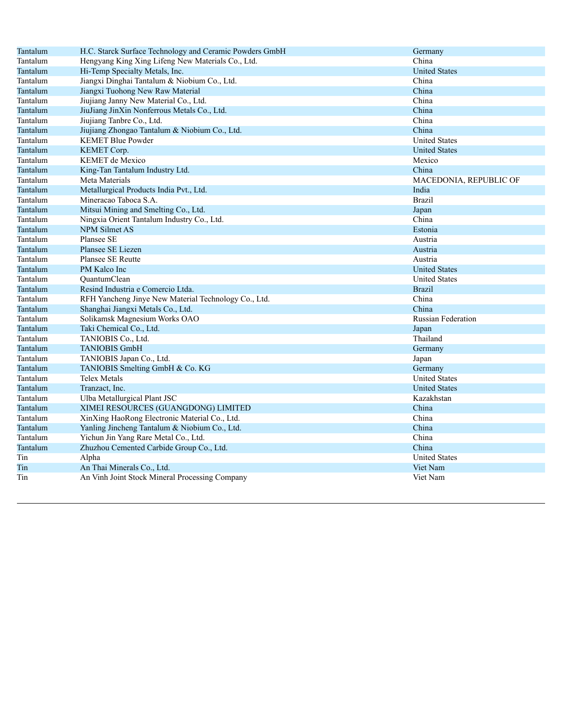| | | |
|---|---|---|
| Tantalum | H.C. Starck Surface Technology and Ceramic Powders GmbH | Germany |
| Tantalum | Hengyang King Xing Lifeng New Materials Co., Ltd. | China |
| Tantalum | Hi-Temp Specialty Metals, Inc. | United States |
| Tantalum | Jiangxi Dinghai Tantalum & Niobium Co., Ltd. | China |
| Tantalum | Jiangxi Tuohong New Raw Material | China |
| Tantalum | Jiujiang Janny New Material Co., Ltd. | China |
| Tantalum | JiuJiang JinXin Nonferrous Metals Co., Ltd. | China |
| Tantalum | Jiujiang Tanbre Co., Ltd. | China |
| Tantalum | Jiujiang Zhongao Tantalum & Niobium Co., Ltd. | China |
| Tantalum | KEMET Blue Powder | United States |
| Tantalum | KEMET Corp. | United States |
| Tantalum | KEMET de Mexico | Mexico |
| Tantalum | King-Tan Tantalum Industry Ltd. | China |
| Tantalum | Meta Materials | MACEDONIA, REPUBLIC OF |
| Tantalum | Metallurgical Products India Pvt., Ltd. | India |
| Tantalum | Mineracao Taboca S.A. | Brazil |
| Tantalum | Mitsui Mining and Smelting Co., Ltd. | Japan |
| Tantalum | Ningxia Orient Tantalum Industry Co., Ltd. | China |
| Tantalum | NPM Silmet AS | Estonia |
| Tantalum | Plansee SE | Austria |
| Tantalum | Plansee SE Liezen | Austria |
| Tantalum | Plansee SE Reutte | Austria |
| Tantalum | PM Kalco Inc | United States |
| Tantalum | QuantumClean | United States |
| Tantalum | Resind Industria e Comercio Ltda. | Brazil |
| Tantalum | RFH Yancheng Jinye New Material Technology Co., Ltd. | China |
| Tantalum | Shanghai Jiangxi Metals Co., Ltd. | China |
| Tantalum | Solikamsk Magnesium Works OAO | Russian Federation |
| Tantalum | Taki Chemical Co., Ltd. | Japan |
| Tantalum | TANIOBIS Co., Ltd. | Thailand |
| Tantalum | TANIOBIS GmbH | Germany |
| Tantalum | TANIOBIS Japan Co., Ltd. | Japan |
| Tantalum | TANIOBIS Smelting GmbH & Co. KG | Germany |
| Tantalum | Telex Metals | United States |
| Tantalum | Tranzact, Inc. | United States |
| Tantalum | Ulba Metallurgical Plant JSC | Kazakhstan |
| Tantalum | XIMEI RESOURCES (GUANGDONG) LIMITED | China |
| Tantalum | XinXing HaoRong Electronic Material Co., Ltd. | China |
| Tantalum | Yanling Jincheng Tantalum & Niobium Co., Ltd. | China |
| Tantalum | Yichun Jin Yang Rare Metal Co., Ltd. | China |
| Tantalum | Zhuzhou Cemented Carbide Group Co., Ltd. | China |
| Tin | Alpha | United States |
| Tin | An Thai Minerals Co., Ltd. | Viet Nam |
| Tin | An Vinh Joint Stock Mineral Processing Company | Viet Nam |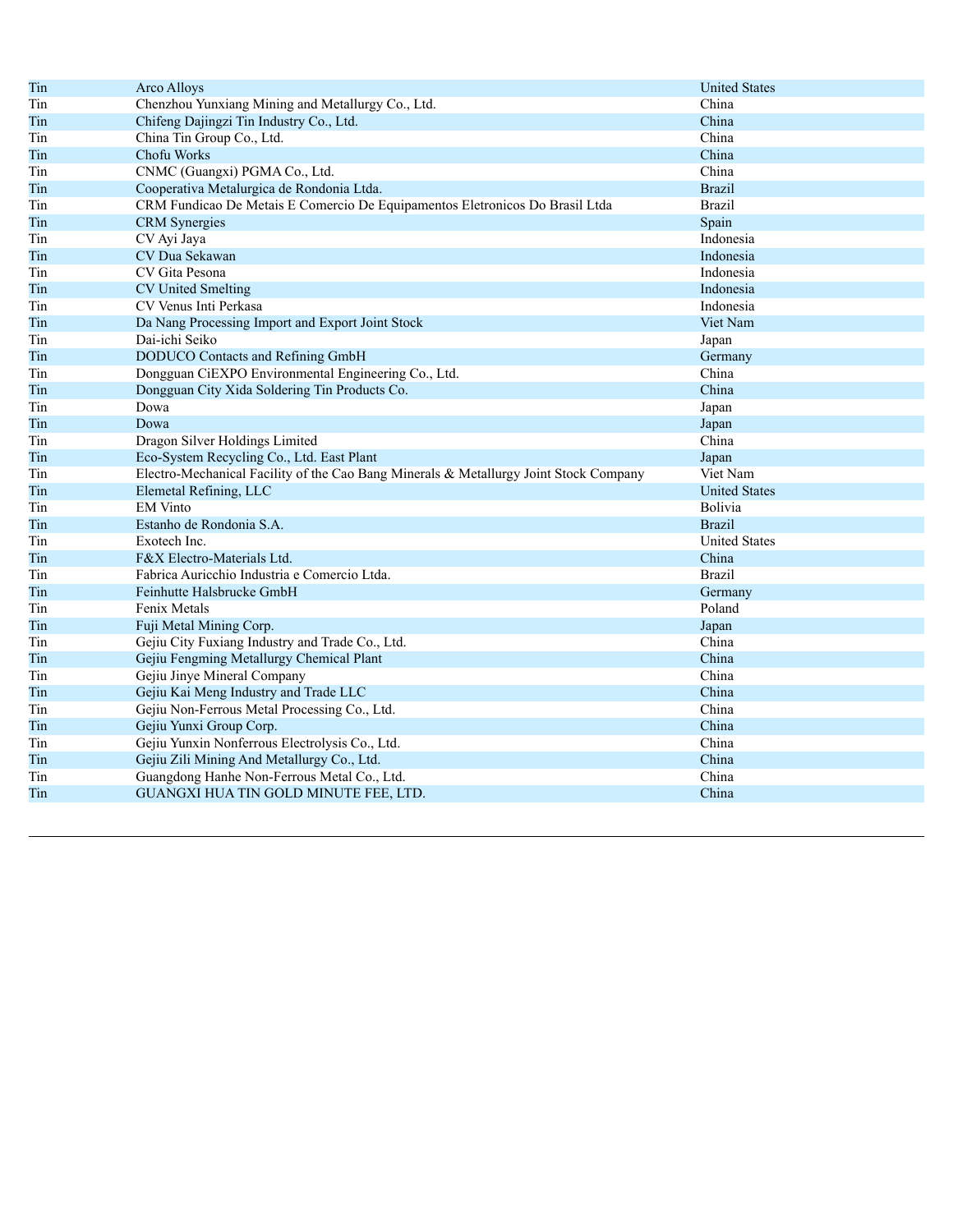| | | |
|---|---|---|
| Tin | Arco Alloys | United States |
| Tin | Chenzhou Yunxiang Mining and Metallurgy Co., Ltd. | China |
| Tin | Chifeng Dajingzi Tin Industry Co., Ltd. | China |
| Tin | China Tin Group Co., Ltd. | China |
| Tin | Chofu Works | China |
| Tin | CNMC (Guangxi) PGMA Co., Ltd. | China |
| Tin | Cooperativa Metalurgica de Rondonia Ltda. | Brazil |
| Tin | CRM Fundicao De Metais E Comercio De Equipamentos Eletronicos Do Brasil Ltda | Brazil |
| Tin | CRM Synergies | Spain |
| Tin | CV Ayi Jaya | Indonesia |
| Tin | CV Dua Sekawan | Indonesia |
| Tin | CV Gita Pesona | Indonesia |
| Tin | CV United Smelting | Indonesia |
| Tin | CV Venus Inti Perkasa | Indonesia |
| Tin | Da Nang Processing Import and Export Joint Stock | Viet Nam |
| Tin | Dai-ichi Seiko | Japan |
| Tin | DODUCO Contacts and Refining GmbH | Germany |
| Tin | Dongguan CiEXPO Environmental Engineering Co., Ltd. | China |
| Tin | Dongguan City Xida Soldering Tin Products Co. | China |
| Tin | Dowa | Japan |
| Tin | Dowa | Japan |
| Tin | Dragon Silver Holdings Limited | China |
| Tin | Eco-System Recycling Co., Ltd. East Plant | Japan |
| Tin | Electro-Mechanical Facility of the Cao Bang Minerals & Metallurgy Joint Stock Company | Viet Nam |
| Tin | Elemetal Refining, LLC | United States |
| Tin | EM Vinto | Bolivia |
| Tin | Estanho de Rondonia S.A. | Brazil |
| Tin | Exotech Inc. | United States |
| Tin | F&X Electro-Materials Ltd. | China |
| Tin | Fabrica Auricchio Industria e Comercio Ltda. | Brazil |
| Tin | Feinhutte Halsbrucke GmbH | Germany |
| Tin | Fenix Metals | Poland |
| Tin | Fuji Metal Mining Corp. | Japan |
| Tin | Gejiu City Fuxiang Industry and Trade Co., Ltd. | China |
| Tin | Gejiu Fengming Metallurgy Chemical Plant | China |
| Tin | Gejiu Jinye Mineral Company | China |
| Tin | Gejiu Kai Meng Industry and Trade LLC | China |
| Tin | Gejiu Non-Ferrous Metal Processing Co., Ltd. | China |
| Tin | Gejiu Yunxi Group Corp. | China |
| Tin | Gejiu Yunxin Nonferrous Electrolysis Co., Ltd. | China |
| Tin | Gejiu Zili Mining And Metallurgy Co., Ltd. | China |
| Tin | Guangdong Hanhe Non-Ferrous Metal Co., Ltd. | China |
| Tin | GUANGXI HUA TIN GOLD MINUTE FEE, LTD. | China |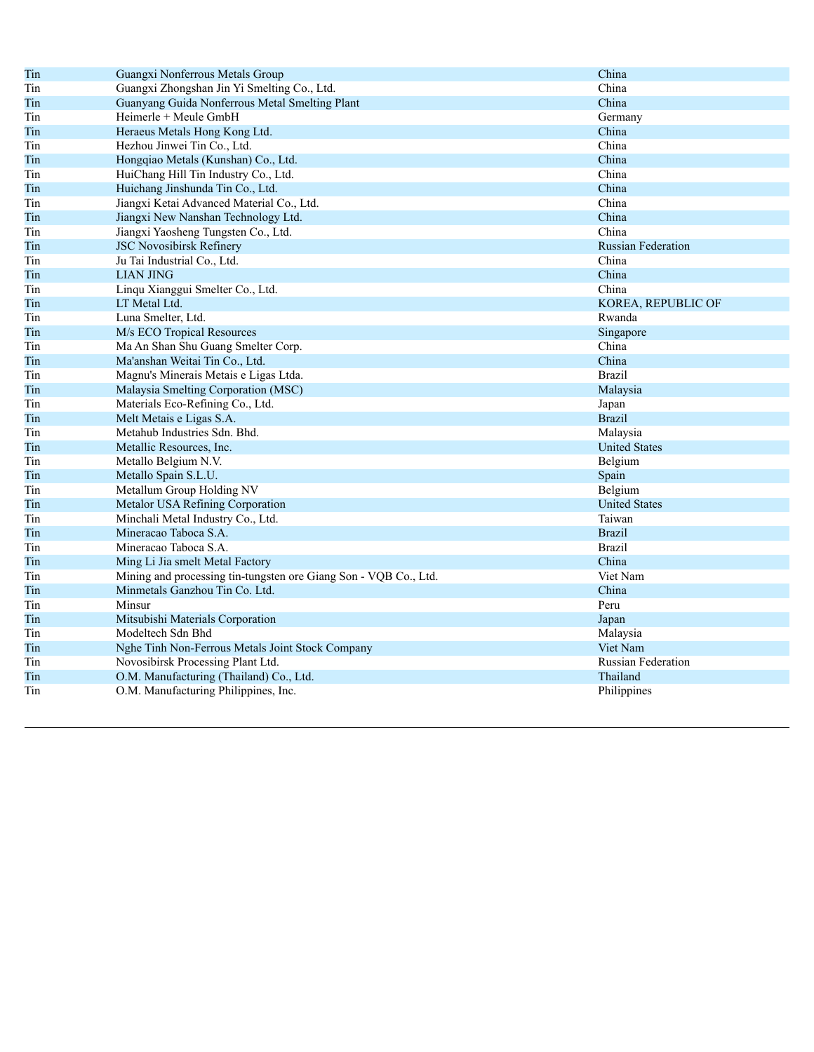| | | |
|---|---|---|
| Tin | Guangxi Nonferrous Metals Group | China |
| Tin | Guangxi Zhongshan Jin Yi Smelting Co., Ltd. | China |
| Tin | Guanyang Guida Nonferrous Metal Smelting Plant | China |
| Tin | Heimerle + Meule GmbH | Germany |
| Tin | Heraeus Metals Hong Kong Ltd. | China |
| Tin | Hezhou Jinwei Tin Co., Ltd. | China |
| Tin | Hongqiao Metals (Kunshan) Co., Ltd. | China |
| Tin | HuiChang Hill Tin Industry Co., Ltd. | China |
| Tin | Huichang Jinshunda Tin Co., Ltd. | China |
| Tin | Jiangxi Ketai Advanced Material Co., Ltd. | China |
| Tin | Jiangxi New Nanshan Technology Ltd. | China |
| Tin | Jiangxi Yaosheng Tungsten Co., Ltd. | China |
| Tin | JSC Novosibirsk Refinery | Russian Federation |
| Tin | Ju Tai Industrial Co., Ltd. | China |
| Tin | LIAN JING | China |
| Tin | Linqu Xianggui Smelter Co., Ltd. | China |
| Tin | LT Metal Ltd. | KOREA, REPUBLIC OF |
| Tin | Luna Smelter, Ltd. | Rwanda |
| Tin | M/s ECO Tropical Resources | Singapore |
| Tin | Ma An Shan Shu Guang Smelter Corp. | China |
| Tin | Ma'anshan Weitai Tin Co., Ltd. | China |
| Tin | Magnu's Minerais Metais e Ligas Ltda. | Brazil |
| Tin | Malaysia Smelting Corporation (MSC) | Malaysia |
| Tin | Materials Eco-Refining Co., Ltd. | Japan |
| Tin | Melt Metais e Ligas S.A. | Brazil |
| Tin | Metahub Industries Sdn. Bhd. | Malaysia |
| Tin | Metallic Resources, Inc. | United States |
| Tin | Metallo Belgium N.V. | Belgium |
| Tin | Metallo Spain S.L.U. | Spain |
| Tin | Metallum Group Holding NV | Belgium |
| Tin | Metalor USA Refining Corporation | United States |
| Tin | Minchali Metal Industry Co., Ltd. | Taiwan |
| Tin | Mineracao Taboca S.A. | Brazil |
| Tin | Mineracao Taboca S.A. | Brazil |
| Tin | Ming Li Jia smelt Metal Factory | China |
| Tin | Mining and processing tin-tungsten ore Giang Son - VQB Co., Ltd. | Viet Nam |
| Tin | Minmetals Ganzhou Tin Co. Ltd. | China |
| Tin | Minsur | Peru |
| Tin | Mitsubishi Materials Corporation | Japan |
| Tin | Modeltech Sdn Bhd | Malaysia |
| Tin | Nghe Tinh Non-Ferrous Metals Joint Stock Company | Viet Nam |
| Tin | Novosibirsk Processing Plant Ltd. | Russian Federation |
| Tin | O.M. Manufacturing (Thailand) Co., Ltd. | Thailand |
| Tin | O.M. Manufacturing Philippines, Inc. | Philippines |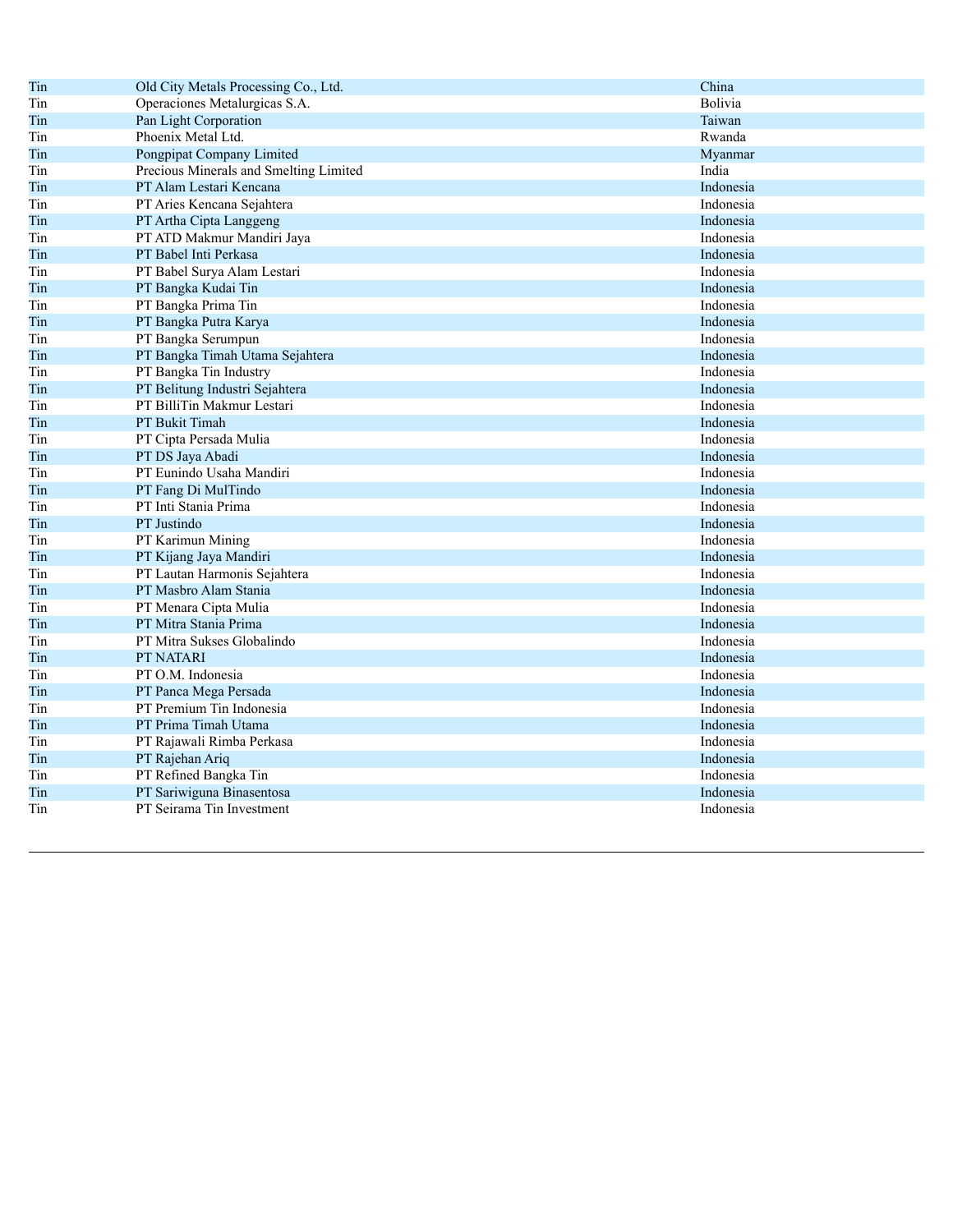| Tin | Old City Metals Processing Co., Ltd. | China |
|---|---|---|
| Tin | Operaciones Metalurgicas S.A. | Bolivia |
| Tin | Pan Light Corporation | Taiwan |
| Tin | Phoenix Metal Ltd. | Rwanda |
| Tin | Pongpipat Company Limited | Myanmar |
| Tin | Precious Minerals and Smelting Limited | India |
| Tin | PT Alam Lestari Kencana | Indonesia |
| Tin | PT Aries Kencana Sejahtera | Indonesia |
| Tin | PT Artha Cipta Langgeng | Indonesia |
| Tin | PT ATD Makmur Mandiri Jaya | Indonesia |
| Tin | PT Babel Inti Perkasa | Indonesia |
| Tin | PT Babel Surya Alam Lestari | Indonesia |
| Tin | PT Bangka Kudai Tin | Indonesia |
| Tin | PT Bangka Prima Tin | Indonesia |
| Tin | PT Bangka Putra Karya | Indonesia |
| Tin | PT Bangka Serumpun | Indonesia |
| Tin | PT Bangka Timah Utama Sejahtera | Indonesia |
| Tin | PT Bangka Tin Industry | Indonesia |
| Tin | PT Belitung Industri Sejahtera | Indonesia |
| Tin | PT BilliTin Makmur Lestari | Indonesia |
| Tin | PT Bukit Timah | Indonesia |
| Tin | PT Cipta Persada Mulia | Indonesia |
| Tin | PT DS Jaya Abadi | Indonesia |
| Tin | PT Eunindo Usaha Mandiri | Indonesia |
| Tin | PT Fang Di MulTindo | Indonesia |
| Tin | PT Inti Stania Prima | Indonesia |
| Tin | PT Justindo | Indonesia |
| Tin | PT Karimun Mining | Indonesia |
| Tin | PT Kijang Jaya Mandiri | Indonesia |
| Tin | PT Lautan Harmonis Sejahtera | Indonesia |
| Tin | PT Masbro Alam Stania | Indonesia |
| Tin | PT Menara Cipta Mulia | Indonesia |
| Tin | PT Mitra Stania Prima | Indonesia |
| Tin | PT Mitra Sukses Globalindo | Indonesia |
| Tin | PT NATARI | Indonesia |
| Tin | PT O.M. Indonesia | Indonesia |
| Tin | PT Panca Mega Persada | Indonesia |
| Tin | PT Premium Tin Indonesia | Indonesia |
| Tin | PT Prima Timah Utama | Indonesia |
| Tin | PT Rajawali Rimba Perkasa | Indonesia |
| Tin | PT Rajehan Ariq | Indonesia |
| Tin | PT Refined Bangka Tin | Indonesia |
| Tin | PT Sariwiguna Binasentosa | Indonesia |
| Tin | PT Seirama Tin Investment | Indonesia |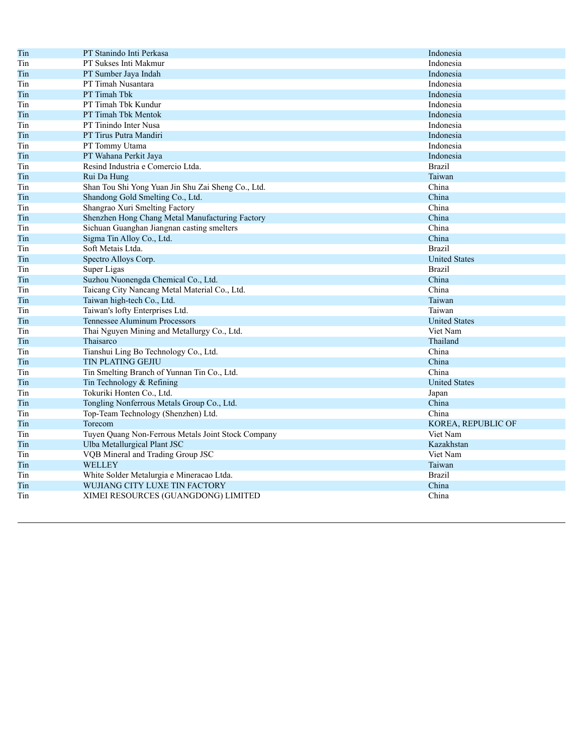| | | |
|---|---|---|
| Tin | PT Stanindo Inti Perkasa | Indonesia |
| Tin | PT Sukses Inti Makmur | Indonesia |
| Tin | PT Sumber Jaya Indah | Indonesia |
| Tin | PT Timah Nusantara | Indonesia |
| Tin | PT Timah Tbk | Indonesia |
| Tin | PT Timah Tbk Kundur | Indonesia |
| Tin | PT Timah Tbk Mentok | Indonesia |
| Tin | PT Tinindo Inter Nusa | Indonesia |
| Tin | PT Tirus Putra Mandiri | Indonesia |
| Tin | PT Tommy Utama | Indonesia |
| Tin | PT Wahana Perkit Jaya | Indonesia |
| Tin | Resind Industria e Comercio Ltda. | Brazil |
| Tin | Rui Da Hung | Taiwan |
| Tin | Shan Tou Shi Yong Yuan Jin Shu Zai Sheng Co., Ltd. | China |
| Tin | Shandong Gold Smelting Co., Ltd. | China |
| Tin | Shangrao Xuri Smelting Factory | China |
| Tin | Shenzhen Hong Chang Metal Manufacturing Factory | China |
| Tin | Sichuan Guanghan Jiangnan casting smelters | China |
| Tin | Sigma Tin Alloy Co., Ltd. | China |
| Tin | Soft Metais Ltda. | Brazil |
| Tin | Spectro Alloys Corp. | United States |
| Tin | Super Ligas | Brazil |
| Tin | Suzhou Nuonengda Chemical Co., Ltd. | China |
| Tin | Taicang City Nancang Metal Material Co., Ltd. | China |
| Tin | Taiwan high-tech Co., Ltd. | Taiwan |
| Tin | Taiwan's lofty Enterprises Ltd. | Taiwan |
| Tin | Tennessee Aluminum Processors | United States |
| Tin | Thai Nguyen Mining and Metallurgy Co., Ltd. | Viet Nam |
| Tin | Thaisarco | Thailand |
| Tin | Tianshui Ling Bo Technology Co., Ltd. | China |
| Tin | TIN PLATING GEJIU | China |
| Tin | Tin Smelting Branch of Yunnan Tin Co., Ltd. | China |
| Tin | Tin Technology & Refining | United States |
| Tin | Tokuriki Honten Co., Ltd. | Japan |
| Tin | Tongling Nonferrous Metals Group Co., Ltd. | China |
| Tin | Top-Team Technology (Shenzhen) Ltd. | China |
| Tin | Torecom | KOREA, REPUBLIC OF |
| Tin | Tuyen Quang Non-Ferrous Metals Joint Stock Company | Viet Nam |
| Tin | Ulba Metallurgical Plant JSC | Kazakhstan |
| Tin | VQB Mineral and Trading Group JSC | Viet Nam |
| Tin | WELLEY | Taiwan |
| Tin | White Solder Metalurgia e Mineracao Ltda. | Brazil |
| Tin | WUJIANG CITY LUXE TIN FACTORY | China |
| Tin | XIMEI RESOURCES (GUANGDONG) LIMITED | China |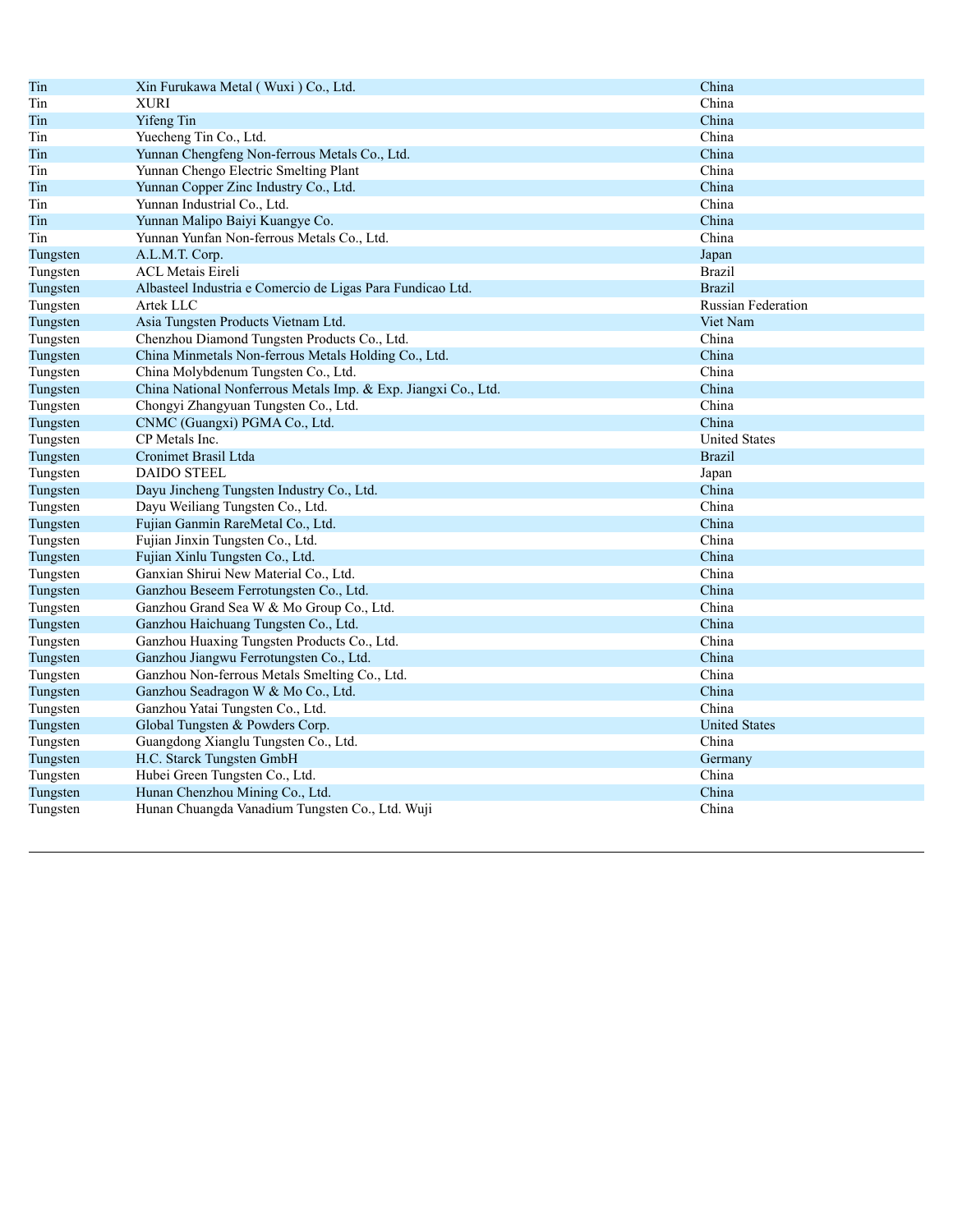| | | |
|---|---|---|
| Tin | Xin Furukawa Metal ( Wuxi ) Co., Ltd. | China |
| Tin | XURI | China |
| Tin | Yifeng Tin | China |
| Tin | Yuecheng Tin Co., Ltd. | China |
| Tin | Yunnan Chengfeng Non-ferrous Metals Co., Ltd. | China |
| Tin | Yunnan Chengo Electric Smelting Plant | China |
| Tin | Yunnan Copper Zinc Industry Co., Ltd. | China |
| Tin | Yunnan Industrial Co., Ltd. | China |
| Tin | Yunnan Malipo Baiyi Kuangye Co. | China |
| Tin | Yunnan Yunfan Non-ferrous Metals Co., Ltd. | China |
| Tungsten | A.L.M.T. Corp. | Japan |
| Tungsten | ACL Metais Eireli | Brazil |
| Tungsten | Albasteel Industria e Comercio de Ligas Para Fundicao Ltd. | Brazil |
| Tungsten | Artek LLC | Russian Federation |
| Tungsten | Asia Tungsten Products Vietnam Ltd. | Viet Nam |
| Tungsten | Chenzhou Diamond Tungsten Products Co., Ltd. | China |
| Tungsten | China Minmetals Non-ferrous Metals Holding Co., Ltd. | China |
| Tungsten | China Molybdenum Tungsten Co., Ltd. | China |
| Tungsten | China National Nonferrous Metals Imp. & Exp. Jiangxi Co., Ltd. | China |
| Tungsten | Chongyi Zhangyuan Tungsten Co., Ltd. | China |
| Tungsten | CNMC (Guangxi) PGMA Co., Ltd. | China |
| Tungsten | CP Metals Inc. | United States |
| Tungsten | Cronimet Brasil Ltda | Brazil |
| Tungsten | DAIDO STEEL | Japan |
| Tungsten | Dayu Jincheng Tungsten Industry Co., Ltd. | China |
| Tungsten | Dayu Weiliang Tungsten Co., Ltd. | China |
| Tungsten | Fujian Ganmin RareMetal Co., Ltd. | China |
| Tungsten | Fujian Jinxin Tungsten Co., Ltd. | China |
| Tungsten | Fujian Xinlu Tungsten Co., Ltd. | China |
| Tungsten | Ganxian Shirui New Material Co., Ltd. | China |
| Tungsten | Ganzhou Beseem Ferrotungsten Co., Ltd. | China |
| Tungsten | Ganzhou Grand Sea W & Mo Group Co., Ltd. | China |
| Tungsten | Ganzhou Haichuang Tungsten Co., Ltd. | China |
| Tungsten | Ganzhou Huaxing Tungsten Products Co., Ltd. | China |
| Tungsten | Ganzhou Jiangwu Ferrotungsten Co., Ltd. | China |
| Tungsten | Ganzhou Non-ferrous Metals Smelting Co., Ltd. | China |
| Tungsten | Ganzhou Seadragon W & Mo Co., Ltd. | China |
| Tungsten | Ganzhou Yatai Tungsten Co., Ltd. | China |
| Tungsten | Global Tungsten & Powders Corp. | United States |
| Tungsten | Guangdong Xianglu Tungsten Co., Ltd. | China |
| Tungsten | H.C. Starck Tungsten GmbH | Germany |
| Tungsten | Hubei Green Tungsten Co., Ltd. | China |
| Tungsten | Hunan Chenzhou Mining Co., Ltd. | China |
| Tungsten | Hunan Chuangda Vanadium Tungsten Co., Ltd. Wuji | China |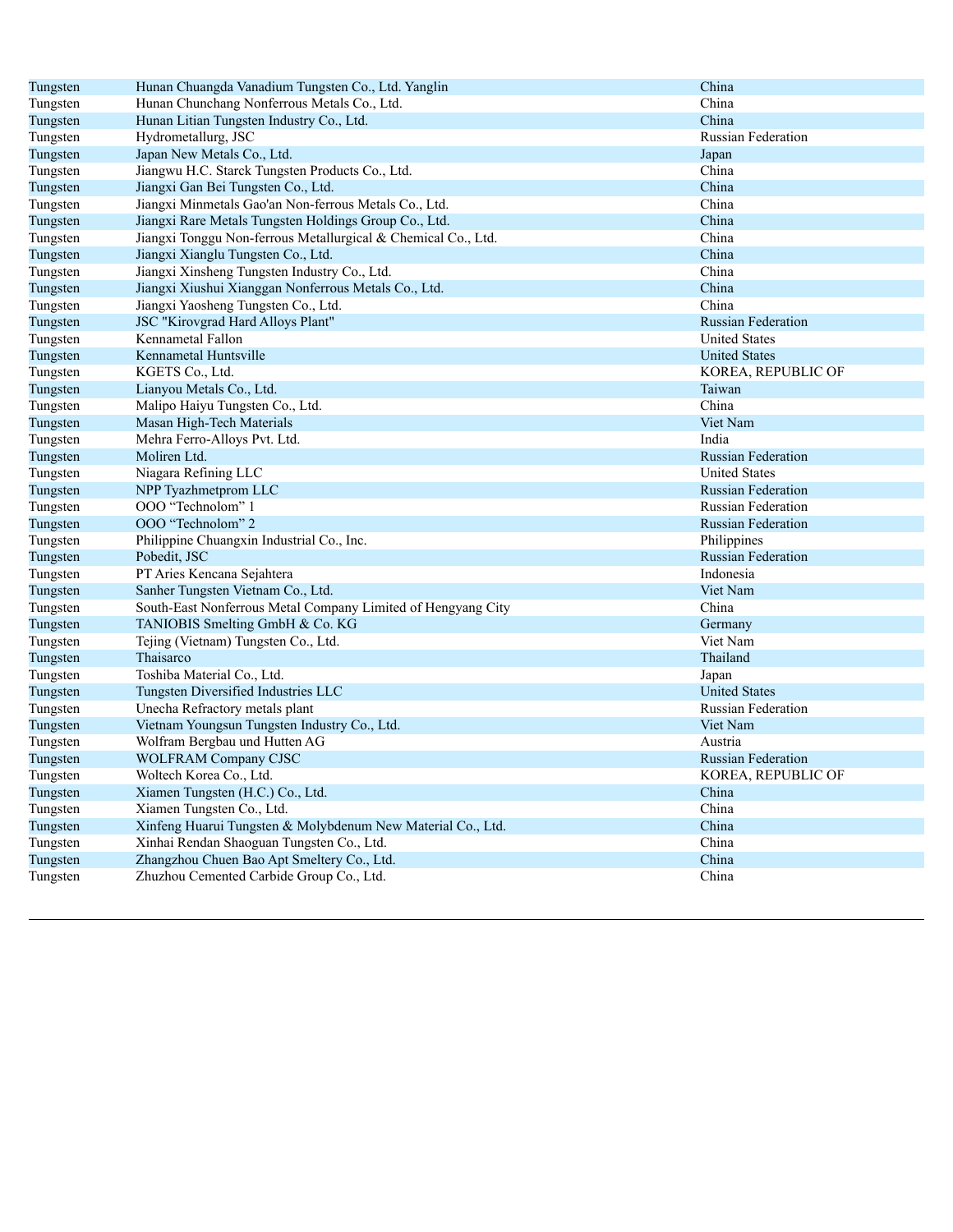| | | |
|---|---|---|
| Tungsten | Hunan Chuangda Vanadium Tungsten Co., Ltd. Yanglin | China |
| Tungsten | Hunan Chunchang Nonferrous Metals Co., Ltd. | China |
| Tungsten | Hunan Litian Tungsten Industry Co., Ltd. | China |
| Tungsten | Hydrometallurg, JSC | Russian Federation |
| Tungsten | Japan New Metals Co., Ltd. | Japan |
| Tungsten | Jiangwu H.C. Starck Tungsten Products Co., Ltd. | China |
| Tungsten | Jiangxi Gan Bei Tungsten Co., Ltd. | China |
| Tungsten | Jiangxi Minmetals Gao'an Non-ferrous Metals Co., Ltd. | China |
| Tungsten | Jiangxi Rare Metals Tungsten Holdings Group Co., Ltd. | China |
| Tungsten | Jiangxi Tonggu Non-ferrous Metallurgical & Chemical Co., Ltd. | China |
| Tungsten | Jiangxi Xianglu Tungsten Co., Ltd. | China |
| Tungsten | Jiangxi Xinsheng Tungsten Industry Co., Ltd. | China |
| Tungsten | Jiangxi Xiushui Xianggan Nonferrous Metals Co., Ltd. | China |
| Tungsten | Jiangxi Yaosheng Tungsten Co., Ltd. | China |
| Tungsten | JSC "Kirovgrad Hard Alloys Plant" | Russian Federation |
| Tungsten | Kennametal Fallon | United States |
| Tungsten | Kennametal Huntsville | United States |
| Tungsten | KGETS Co., Ltd. | KOREA, REPUBLIC OF |
| Tungsten | Lianyou Metals Co., Ltd. | Taiwan |
| Tungsten | Malipo Haiyu Tungsten Co., Ltd. | China |
| Tungsten | Masan High-Tech Materials | Viet Nam |
| Tungsten | Mehra Ferro-Alloys Pvt. Ltd. | India |
| Tungsten | Moliren Ltd. | Russian Federation |
| Tungsten | Niagara Refining LLC | United States |
| Tungsten | NPP Tyazhmetprom LLC | Russian Federation |
| Tungsten | OOO “Technolom” 1 | Russian Federation |
| Tungsten | OOO “Technolom” 2 | Russian Federation |
| Tungsten | Philippine Chuangxin Industrial Co., Inc. | Philippines |
| Tungsten | Pobedit, JSC | Russian Federation |
| Tungsten | PT Aries Kencana Sejahtera | Indonesia |
| Tungsten | Sanher Tungsten Vietnam Co., Ltd. | Viet Nam |
| Tungsten | South-East Nonferrous Metal Company Limited of Hengyang City | China |
| Tungsten | TANIOBIS Smelting GmbH & Co. KG | Germany |
| Tungsten | Tejing (Vietnam) Tungsten Co., Ltd. | Viet Nam |
| Tungsten | Thaisarco | Thailand |
| Tungsten | Toshiba Material Co., Ltd. | Japan |
| Tungsten | Tungsten Diversified Industries LLC | United States |
| Tungsten | Unecha Refractory metals plant | Russian Federation |
| Tungsten | Vietnam Youngsun Tungsten Industry Co., Ltd. | Viet Nam |
| Tungsten | Wolfram Bergbau und Hutten AG | Austria |
| Tungsten | WOLFRAM Company CJSC | Russian Federation |
| Tungsten | Woltech Korea Co., Ltd. | KOREA, REPUBLIC OF |
| Tungsten | Xiamen Tungsten (H.C.) Co., Ltd. | China |
| Tungsten | Xiamen Tungsten Co., Ltd. | China |
| Tungsten | Xinfeng Huarui Tungsten & Molybdenum New Material Co., Ltd. | China |
| Tungsten | Xinhai Rendan Shaoguan Tungsten Co., Ltd. | China |
| Tungsten | Zhangzhou Chuen Bao Apt Smeltery Co., Ltd. | China |
| Tungsten | Zhuzhou Cemented Carbide Group Co., Ltd. | China |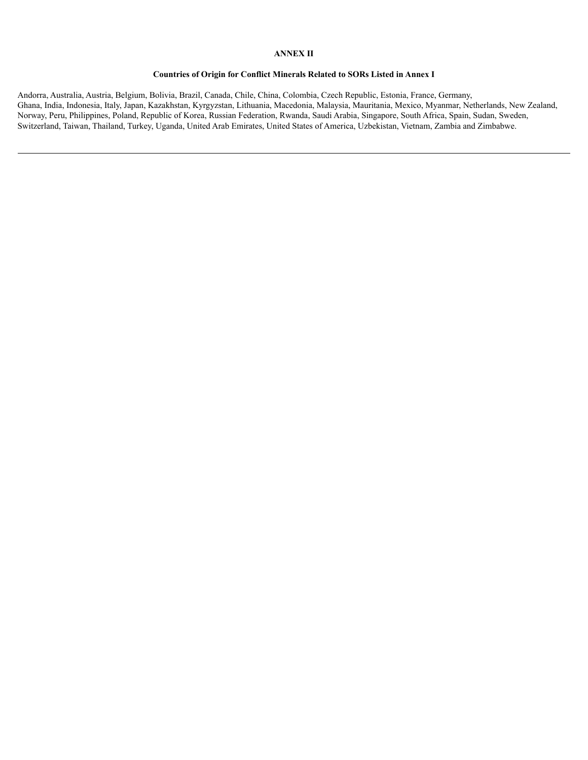# ANNEX II

## Countries of Origin for Conflict Minerals Related to SORs Listed in Annex I

Andorra, Australia, Austria, Belgium, Bolivia, Brazil, Canada, Chile, China, Colombia, Czech Republic, Estonia, France, Germany, Ghana, India, Indonesia, Italy, Japan, Kazakhstan, Kyrgyzstan, Lithuania, Macedonia, Malaysia, Mauritania, Mexico, Myanmar, Netherlands, New Zealand, Norway, Peru, Philippines, Poland, Republic of Korea, Russian Federation, Rwanda, Saudi Arabia, Singapore, South Africa, Spain, Sudan, Sweden, Switzerland, Taiwan, Thailand, Turkey, Uganda, United Arab Emirates, United States of America, Uzbekistan, Vietnam, Zambia and Zimbabwe.